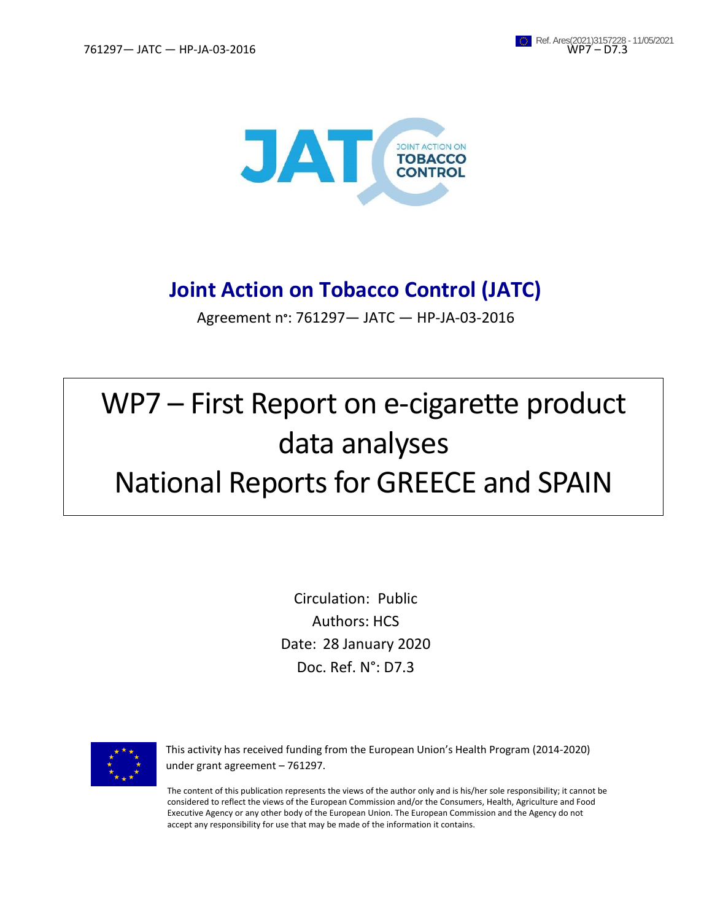# Joint Action on Tobacco Control (JATC)

Agreement n°: 761297— JATC — HP-JA-03-2016

# WP7 – First Report on e-cigarette product data analyses National Reports for GREECE and SPAIN

Circulation: Public
Authors: HCS
Date: 28 January 2020
Doc. Ref. N°: D7.3

This activity has received funding from the European Union's Health Program (2014-2020) under grant agreement – 761297.

The content of this publication represents the views of the author only and is his/her sole responsibility; it cannot be considered to reflect the views of the European Commission and/or the Consumers, Health, Agriculture and Food Executive Agency or any other body of the European Union. The European Commission and the Agency do not accept any responsibility for use that may be made of the information it contains.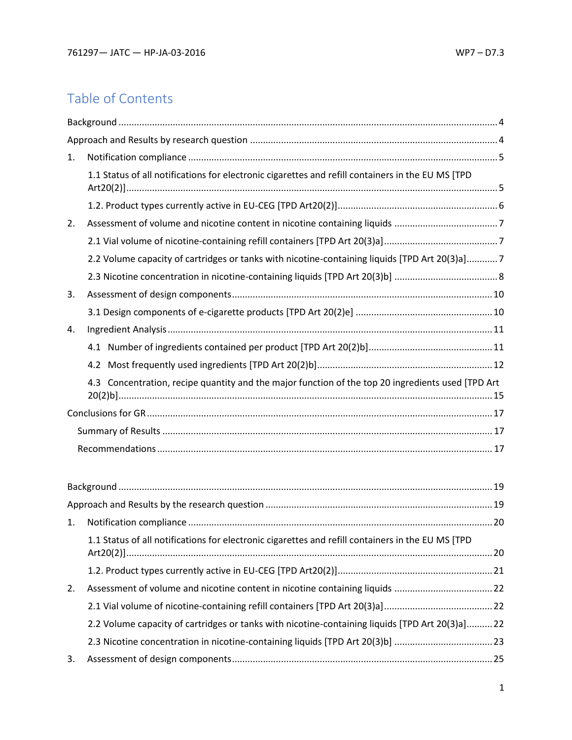# Table of Contents

Background ..................................................................................................................... 4

Approach and Results by research question ............................................................................. 4

1. Notification compliance ...................................................................................................... 5

   1.1 Status of all notifications for electronic cigarettes and refill containers in the EU MS [TPD Art20(2)] ........................................................................................................................... 5

   1.2. Product types currently active in EU-CEG [TPD Art20(2)] .................................................. 6

2. Assessment of volume and nicotine content in nicotine containing liquids ........................ 7

   2.1 Vial volume of nicotine-containing refill containers [TPD Art 20(3)a] ................................ 7

   2.2 Volume capacity of cartridges or tanks with nicotine-containing liquids [TPD Art 20(3)a] ........... 7

   2.3 Nicotine concentration in nicotine-containing liquids [TPD Art 20(3)b] ............................ 8

3. Assessment of design components ..................................................................................... 10

   3.1 Design components of e-cigarette products [TPD Art 20(2)e] ......................................... 10

4. Ingredient Analysis ............................................................................................................ 11

   4.1 Number of ingredients contained per product [TPD Art 20(2)b] ...................................... 11

   4.2 Most frequently used ingredients [TPD Art 20(2)b] ........................................................... 12

   4.3 Concentration, recipe quantity and the major function of the top 20 ingredients used [TPD Art 20(2)b] ........................................................................................................................... 15

Conclusions for GR ................................................................................................................ 17

   Summary of Results ............................................................................................................. 17

   Recommendations ................................................................................................................ 17

Background ..................................................................................................................... 19

Approach and Results by the research question ....................................................................... 19

1. Notification compliance ...................................................................................................... 20

   1.1 Status of all notifications for electronic cigarettes and refill containers in the EU MS [TPD Art20(2)] ........................................................................................................................... 20

   1.2. Product types currently active in EU-CEG [TPD Art20(2)] .................................................. 21

2. Assessment of volume and nicotine content in nicotine containing liquids ........................ 22

   2.1 Vial volume of nicotine-containing refill containers [TPD Art 20(3)a] ................................ 22

   2.2 Volume capacity of cartridges or tanks with nicotine-containing liquids [TPD Art 20(3)a] ......... 22

   2.3 Nicotine concentration in nicotine-containing liquids [TPD Art 20(3)b] ............................ 23

3. Assessment of design components ..................................................................................... 25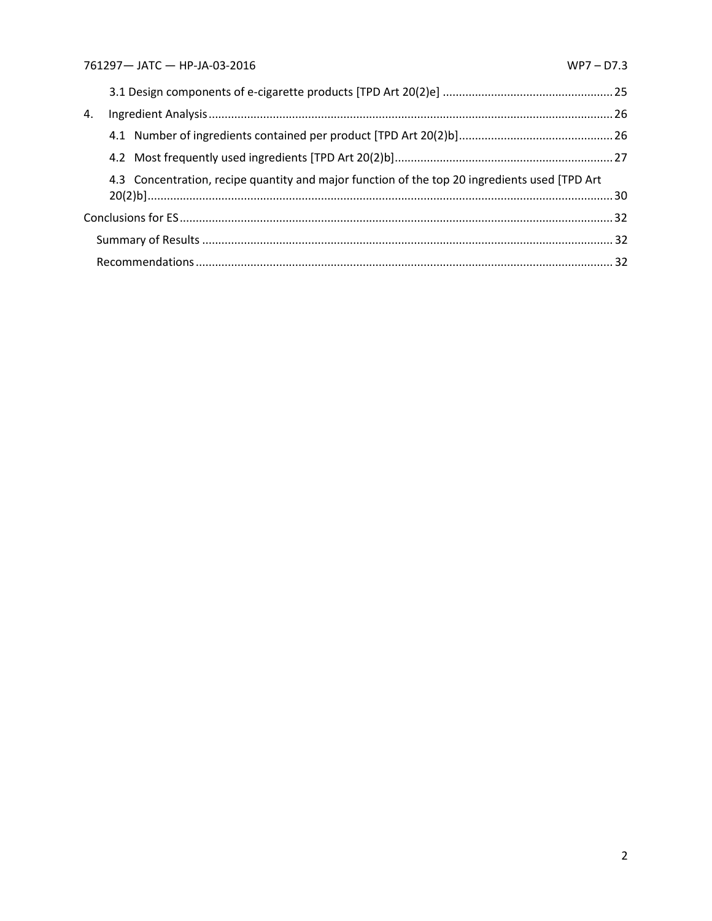3.1 Design components of e-cigarette products [TPD Art 20(2)e] ..................................................... 25

4. Ingredient Analysis ............................................................................................................................ 26

4.1 Number of ingredients contained per product [TPD Art 20(2)b] ................................................ 26

4.2 Most frequently used ingredients [TPD Art 20(2)b] .................................................................... 27

4.3 Concentration, recipe quantity and major function of the top 20 ingredients used [TPD Art 20(2)b] ............................................................................................................................................... 30

Conclusions for ES ..................................................................................................................................... 32

Summary of Results ............................................................................................................................... 32

Recommendations .................................................................................................................................. 32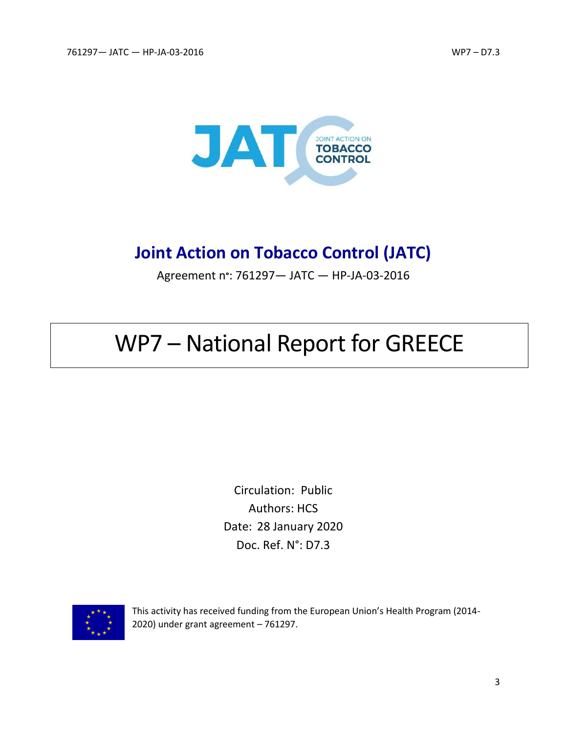# Joint Action on Tobacco Control (JATC)

Agreement n°: 761297— JATC — HP-JA-03-2016

# WP7 – National Report for GREECE

Circulation: Public
Authors: HCS
Date: 28 January 2020
Doc. Ref. N°: D7.3

This activity has received funding from the European Union's Health Program (2014-2020) under grant agreement – 761297.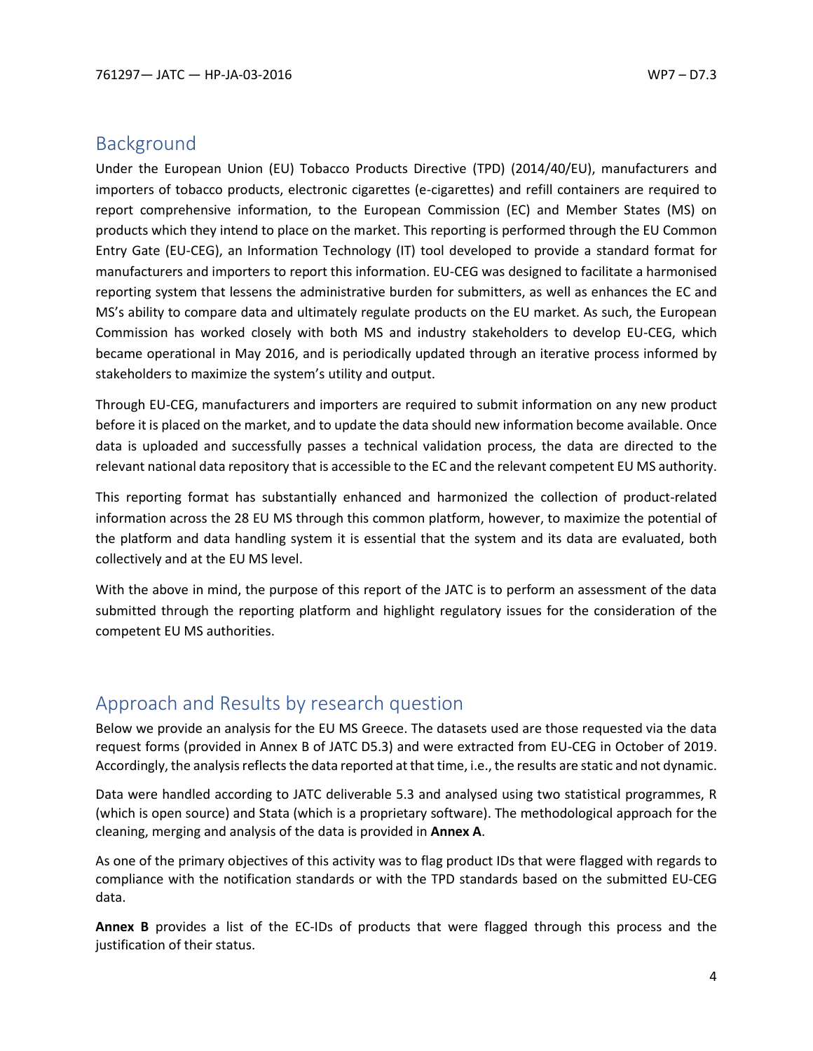## Background

Under the European Union (EU) Tobacco Products Directive (TPD) (2014/40/EU), manufacturers and importers of tobacco products, electronic cigarettes (e-cigarettes) and refill containers are required to report comprehensive information, to the European Commission (EC) and Member States (MS) on products which they intend to place on the market. This reporting is performed through the EU Common Entry Gate (EU-CEG), an Information Technology (IT) tool developed to provide a standard format for manufacturers and importers to report this information. EU-CEG was designed to facilitate a harmonised reporting system that lessens the administrative burden for submitters, as well as enhances the EC and MS's ability to compare data and ultimately regulate products on the EU market. As such, the European Commission has worked closely with both MS and industry stakeholders to develop EU-CEG, which became operational in May 2016, and is periodically updated through an iterative process informed by stakeholders to maximize the system's utility and output.

Through EU-CEG, manufacturers and importers are required to submit information on any new product before it is placed on the market, and to update the data should new information become available. Once data is uploaded and successfully passes a technical validation process, the data are directed to the relevant national data repository that is accessible to the EC and the relevant competent EU MS authority.

This reporting format has substantially enhanced and harmonized the collection of product-related information across the 28 EU MS through this common platform, however, to maximize the potential of the platform and data handling system it is essential that the system and its data are evaluated, both collectively and at the EU MS level.

With the above in mind, the purpose of this report of the JATC is to perform an assessment of the data submitted through the reporting platform and highlight regulatory issues for the consideration of the competent EU MS authorities.

## Approach and Results by research question

Below we provide an analysis for the EU MS Greece. The datasets used are those requested via the data request forms (provided in Annex B of JATC D5.3) and were extracted from EU-CEG in October of 2019. Accordingly, the analysis reflects the data reported at that time, i.e., the results are static and not dynamic.

Data were handled according to JATC deliverable 5.3 and analysed using two statistical programmes, R (which is open source) and Stata (which is a proprietary software). The methodological approach for the cleaning, merging and analysis of the data is provided in **Annex A**.

As one of the primary objectives of this activity was to flag product IDs that were flagged with regards to compliance with the notification standards or with the TPD standards based on the submitted EU-CEG data.

**Annex B** provides a list of the EC-IDs of products that were flagged through this process and the justification of their status.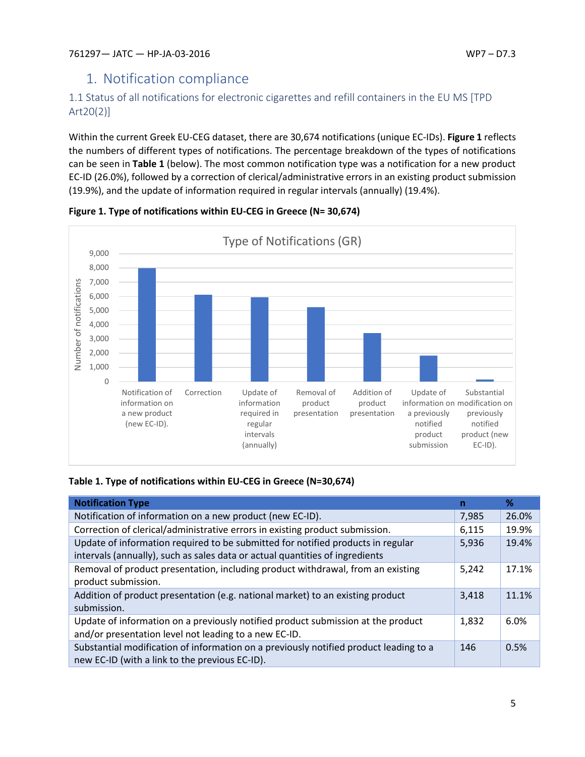# 1. Notification compliance

## 1.1 Status of all notifications for electronic cigarettes and refill containers in the EU MS [TPD Art20(2)]

Within the current Greek EU-CEG dataset, there are 30,674 notifications (unique EC-IDs). **Figure 1** reflects the numbers of different types of notifications. The percentage breakdown of the types of notifications can be seen in **Table 1** (below). The most common notification type was a notification for a new product EC-ID (26.0%), followed by a correction of clerical/administrative errors in an existing product submission (19.9%), and the update of information required in regular intervals (annually) (19.4%).

**Figure 1. Type of notifications within EU-CEG in Greece (N= 30,674)**

**Table 1. Type of notifications within EU-CEG in Greece (N=30,674)**

| Notification Type | n | % |
|---|---|---|
| Notification of information on a new product (new EC-ID). | 7,985 | 26.0% |
| Correction of clerical/administrative errors in existing product submission. | 6,115 | 19.9% |
| Update of information required to be submitted for notified products in regular intervals (annually), such as sales data or actual quantities of ingredients | 5,936 | 19.4% |
| Removal of product presentation, including product withdrawal, from an existing product submission. | 5,242 | 17.1% |
| Addition of product presentation (e.g. national market) to an existing product submission. | 3,418 | 11.1% |
| Update of information on a previously notified product submission at the product and/or presentation level not leading to a new EC-ID. | 1,832 | 6.0% |
| Substantial modification of information on a previously notified product leading to a new EC-ID (with a link to the previous EC-ID). | 146 | 0.5% |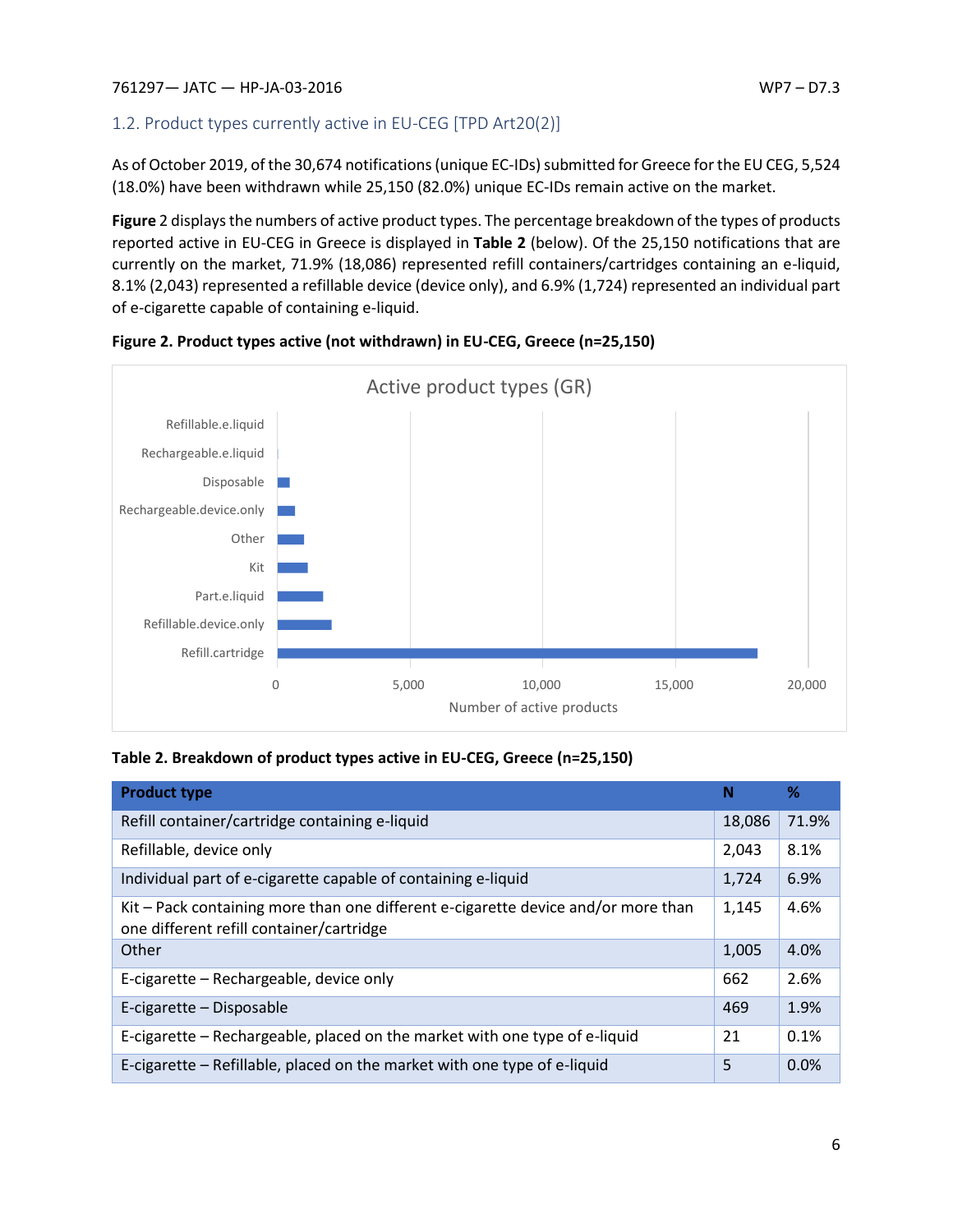## 1.2. Product types currently active in EU-CEG [TPD Art20(2)]

As of October 2019, of the 30,674 notifications (unique EC-IDs) submitted for Greece for the EU CEG, 5,524 (18.0%) have been withdrawn while 25,150 (82.0%) unique EC-IDs remain active on the market.

**Figure** 2 displays the numbers of active product types. The percentage breakdown of the types of products reported active in EU-CEG in Greece is displayed in **Table 2** (below). Of the 25,150 notifications that are currently on the market, 71.9% (18,086) represented refill containers/cartridges containing an e-liquid, 8.1% (2,043) represented a refillable device (device only), and 6.9% (1,724) represented an individual part of e-cigarette capable of containing e-liquid.

**Figure 2. Product types active (not withdrawn) in EU-CEG, Greece (n=25,150)**

**Table 2. Breakdown of product types active in EU-CEG, Greece (n=25,150)**

| Product type | N | % |
|---|---|---|
| Refill container/cartridge containing e-liquid | 18,086 | 71.9% |
| Refillable, device only | 2,043 | 8.1% |
| Individual part of e-cigarette capable of containing e-liquid | 1,724 | 6.9% |
| Kit – Pack containing more than one different e-cigarette device and/or more than one different refill container/cartridge | 1,145 | 4.6% |
| Other | 1,005 | 4.0% |
| E-cigarette – Rechargeable, device only | 662 | 2.6% |
| E-cigarette – Disposable | 469 | 1.9% |
| E-cigarette – Rechargeable, placed on the market with one type of e-liquid | 21 | 0.1% |
| E-cigarette – Refillable, placed on the market with one type of e-liquid | 5 | 0.0% |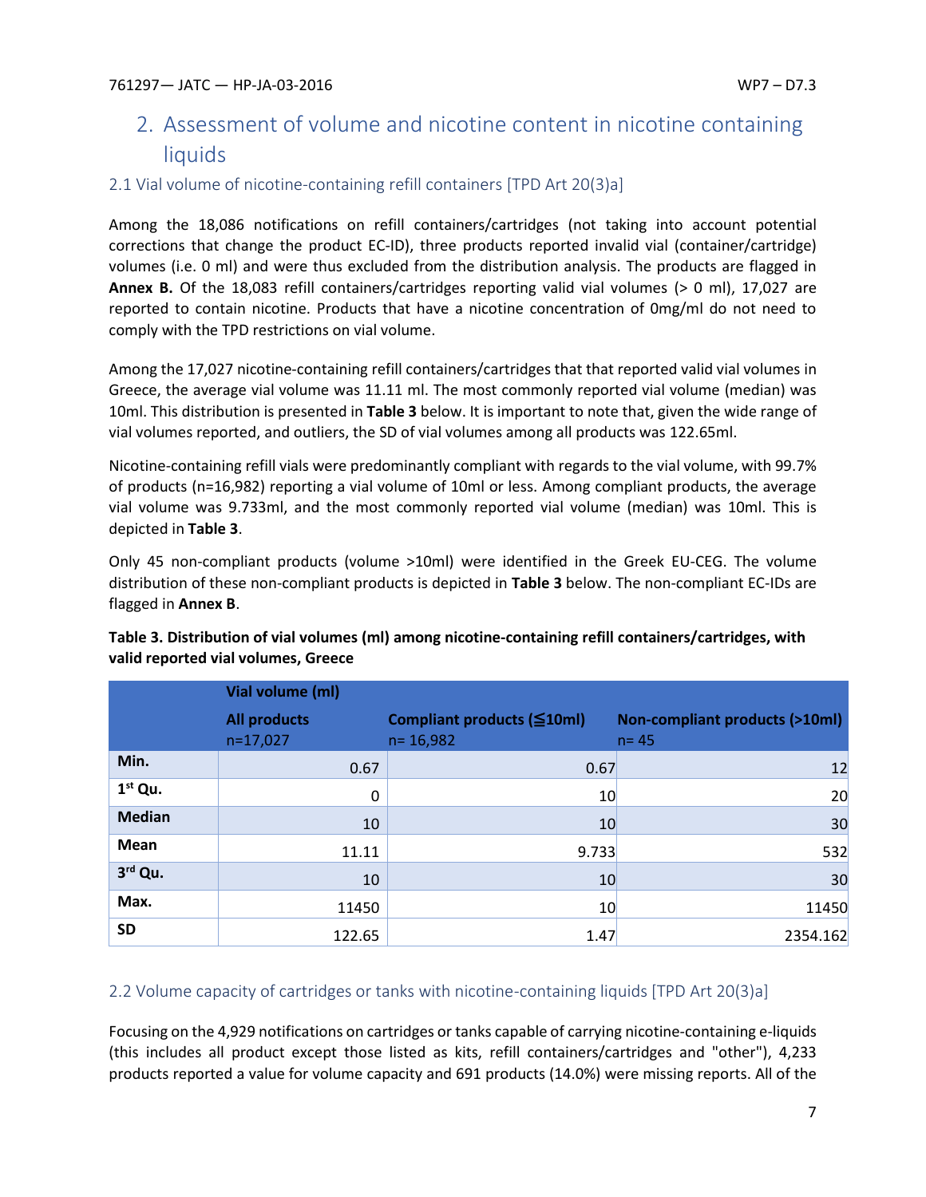## 2. Assessment of volume and nicotine content in nicotine containing liquids

### 2.1 Vial volume of nicotine-containing refill containers [TPD Art 20(3)a]

Among the 18,086 notifications on refill containers/cartridges (not taking into account potential corrections that change the product EC-ID), three products reported invalid vial (container/cartridge) volumes (i.e. 0 ml) and were thus excluded from the distribution analysis. The products are flagged in **Annex B.** Of the 18,083 refill containers/cartridges reporting valid vial volumes (> 0 ml), 17,027 are reported to contain nicotine. Products that have a nicotine concentration of 0mg/ml do not need to comply with the TPD restrictions on vial volume.

Among the 17,027 nicotine-containing refill containers/cartridges that that reported valid vial volumes in Greece, the average vial volume was 11.11 ml. The most commonly reported vial volume (median) was 10ml. This distribution is presented in **Table 3** below. It is important to note that, given the wide range of vial volumes reported, and outliers, the SD of vial volumes among all products was 122.65ml.

Nicotine-containing refill vials were predominantly compliant with regards to the vial volume, with 99.7% of products (n=16,982) reporting a vial volume of 10ml or less. Among compliant products, the average vial volume was 9.733ml, and the most commonly reported vial volume (median) was 10ml. This is depicted in **Table 3**.

Only 45 non-compliant products (volume >10ml) were identified in the Greek EU-CEG. The volume distribution of these non-compliant products is depicted in **Table 3** below. The non-compliant EC-IDs are flagged in **Annex B**.

**Table 3. Distribution of vial volumes (ml) among nicotine-containing refill containers/cartridges, with valid reported vial volumes, Greece**

| | Vial volume (ml) | | |
|---|---|---|---|
| | **All products** n=17,027 | **Compliant products (≦10ml)** n= 16,982 | **Non-compliant products (>10ml)** n= 45 |
| **Min.** | 0.67 | 0.67 | 12 |
| **1st Qu.** | 0 | 10 | 20 |
| **Median** | 10 | 10 | 30 |
| **Mean** | 11.11 | 9.733 | 532 |
| **3rd Qu.** | 10 | 10 | 30 |
| **Max.** | 11450 | 10 | 11450 |
| **SD** | 122.65 | 1.47 | 2354.162 |

### 2.2 Volume capacity of cartridges or tanks with nicotine-containing liquids [TPD Art 20(3)a]

Focusing on the 4,929 notifications on cartridges or tanks capable of carrying nicotine-containing e-liquids (this includes all product except those listed as kits, refill containers/cartridges and "other"), 4,233 products reported a value for volume capacity and 691 products (14.0%) were missing reports. All of the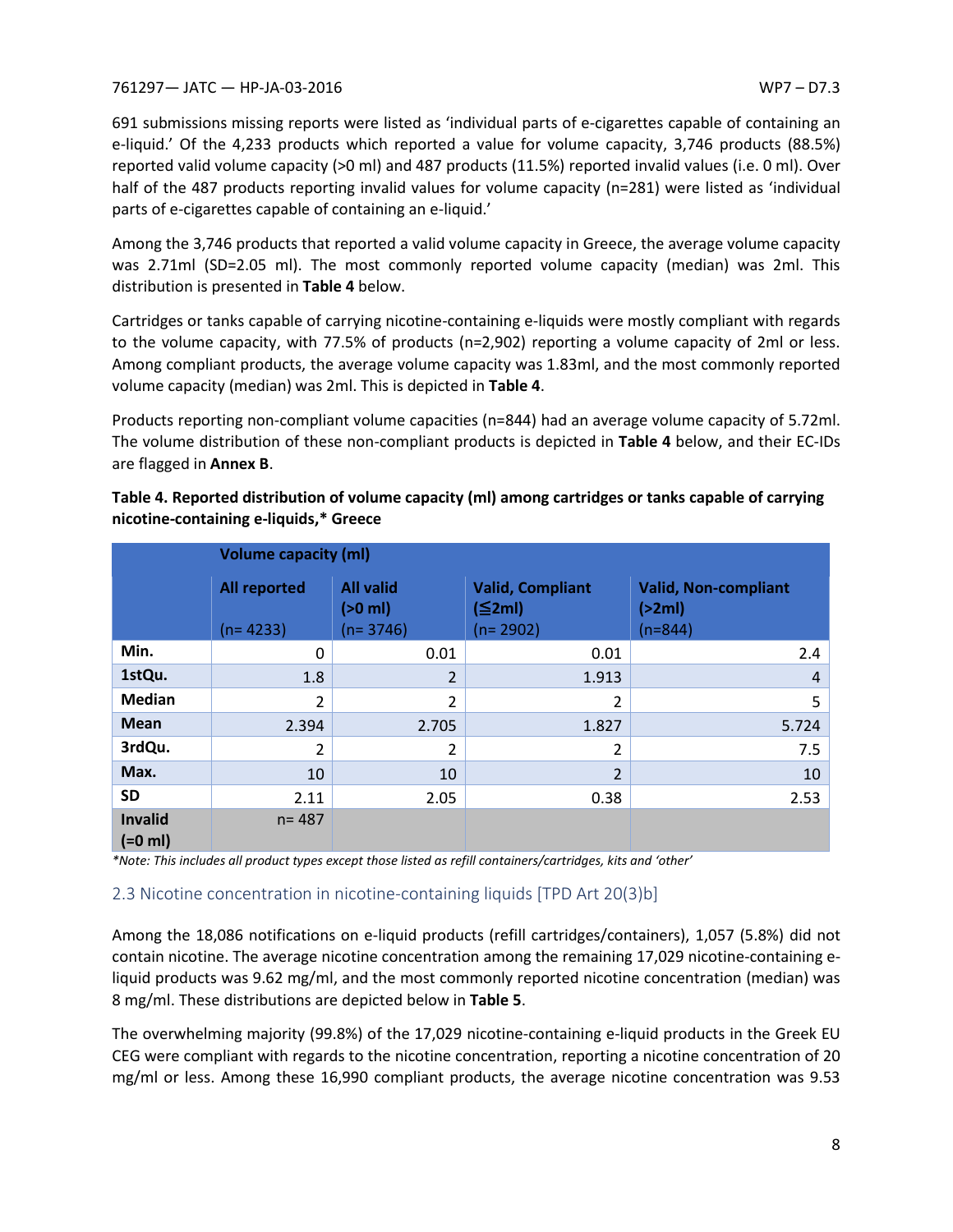691 submissions missing reports were listed as 'individual parts of e-cigarettes capable of containing an e-liquid.' Of the 4,233 products which reported a value for volume capacity, 3,746 products (88.5%) reported valid volume capacity (>0 ml) and 487 products (11.5%) reported invalid values (i.e. 0 ml). Over half of the 487 products reporting invalid values for volume capacity (n=281) were listed as 'individual parts of e-cigarettes capable of containing an e-liquid.'

Among the 3,746 products that reported a valid volume capacity in Greece, the average volume capacity was 2.71ml (SD=2.05 ml). The most commonly reported volume capacity (median) was 2ml. This distribution is presented in **Table 4** below.

Cartridges or tanks capable of carrying nicotine-containing e-liquids were mostly compliant with regards to the volume capacity, with 77.5% of products (n=2,902) reporting a volume capacity of 2ml or less. Among compliant products, the average volume capacity was 1.83ml, and the most commonly reported volume capacity (median) was 2ml. This is depicted in **Table 4**.

Products reporting non-compliant volume capacities (n=844) had an average volume capacity of 5.72ml. The volume distribution of these non-compliant products is depicted in **Table 4** below, and their EC-IDs are flagged in **Annex B**.

**Table 4. Reported distribution of volume capacity (ml) among cartridges or tanks capable of carrying nicotine-containing e-liquids,* Greece**

| | Volume capacity (ml) | | | |
|---|---|---|---|---|
| | All reported (n= 4233) | All valid (>0 ml) (n= 3746) | Valid, Compliant (≦2ml) (n= 2902) | Valid, Non-compliant (>2ml) (n=844) |
| **Min.** | 0 | 0.01 | 0.01 | 2.4 |
| **1stQu.** | 1.8 | 2 | 1.913 | 4 |
| **Median** | 2 | 2 | 2 | 5 |
| **Mean** | 2.394 | 2.705 | 1.827 | 5.724 |
| **3rdQu.** | 2 | 2 | 2 | 7.5 |
| **Max.** | 10 | 10 | 2 | 10 |
| **SD** | 2.11 | 2.05 | 0.38 | 2.53 |
| **Invalid (=0 ml)** | n= 487 | | | |

*\*Note: This includes all product types except those listed as refill containers/cartridges, kits and 'other'*

## 2.3 Nicotine concentration in nicotine-containing liquids [TPD Art 20(3)b]

Among the 18,086 notifications on e-liquid products (refill cartridges/containers), 1,057 (5.8%) did not contain nicotine. The average nicotine concentration among the remaining 17,029 nicotine-containing e-liquid products was 9.62 mg/ml, and the most commonly reported nicotine concentration (median) was 8 mg/ml. These distributions are depicted below in **Table 5**.

The overwhelming majority (99.8%) of the 17,029 nicotine-containing e-liquid products in the Greek EU CEG were compliant with regards to the nicotine concentration, reporting a nicotine concentration of 20 mg/ml or less. Among these 16,990 compliant products, the average nicotine concentration was 9.53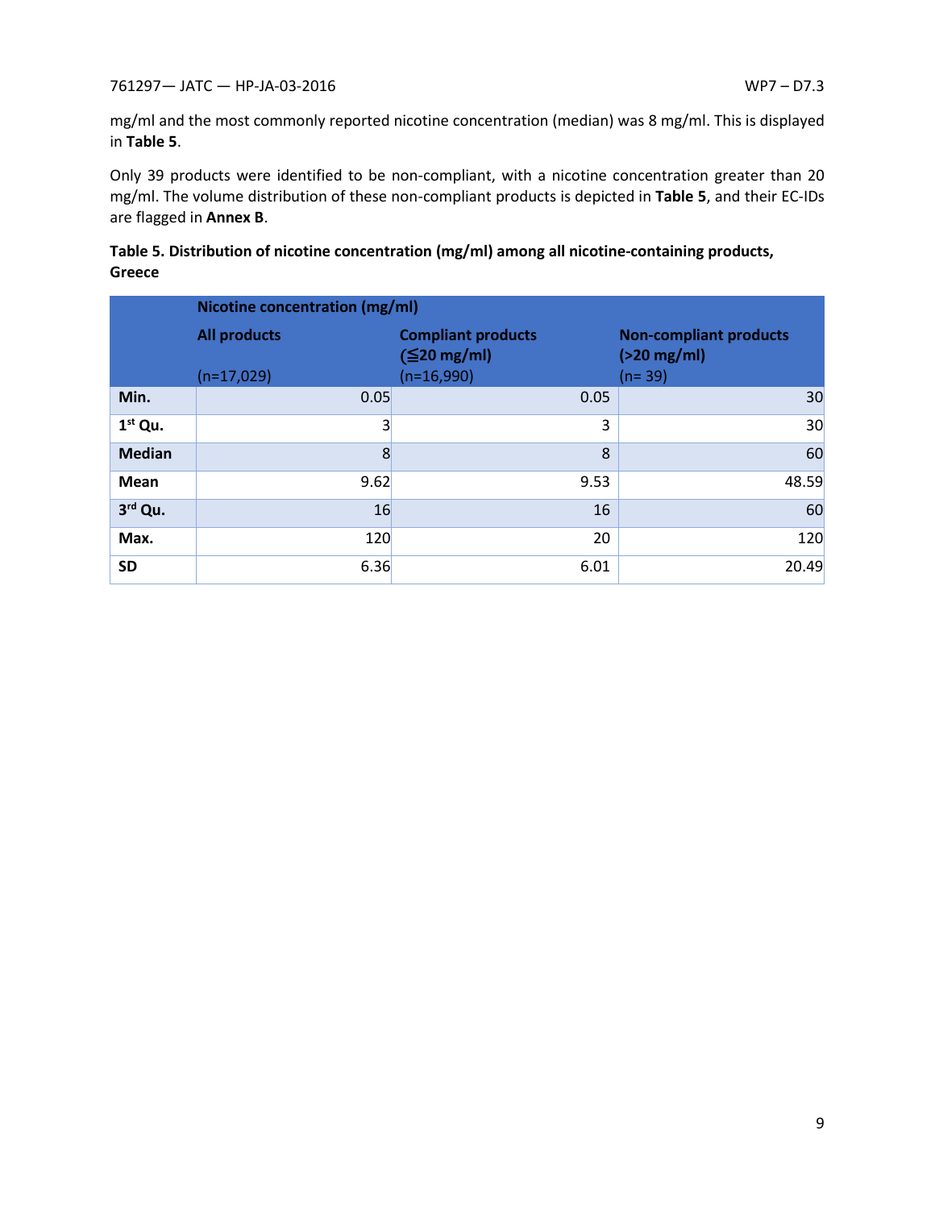mg/ml and the most commonly reported nicotine concentration (median) was 8 mg/ml. This is displayed in **Table 5**.

Only 39 products were identified to be non-compliant, with a nicotine concentration greater than 20 mg/ml. The volume distribution of these non-compliant products is depicted in **Table 5**, and their EC-IDs are flagged in **Annex B**.

**Table 5. Distribution of nicotine concentration (mg/ml) among all nicotine-containing products, Greece**

| | **Nicotine concentration (mg/ml)** | | |
|---|---|---|---|
| | **All products** (n=17,029) | **Compliant products (≦20 mg/ml)** (n=16,990) | **Non-compliant products (>20 mg/ml)** (n= 39) |
| **Min.** | 0.05 | 0.05 | 30 |
| **1st Qu.** | 3 | 3 | 30 |
| **Median** | 8 | 8 | 60 |
| **Mean** | 9.62 | 9.53 | 48.59 |
| **3rd Qu.** | 16 | 16 | 60 |
| **Max.** | 120 | 20 | 120 |
| **SD** | 6.36 | 6.01 | 20.49 |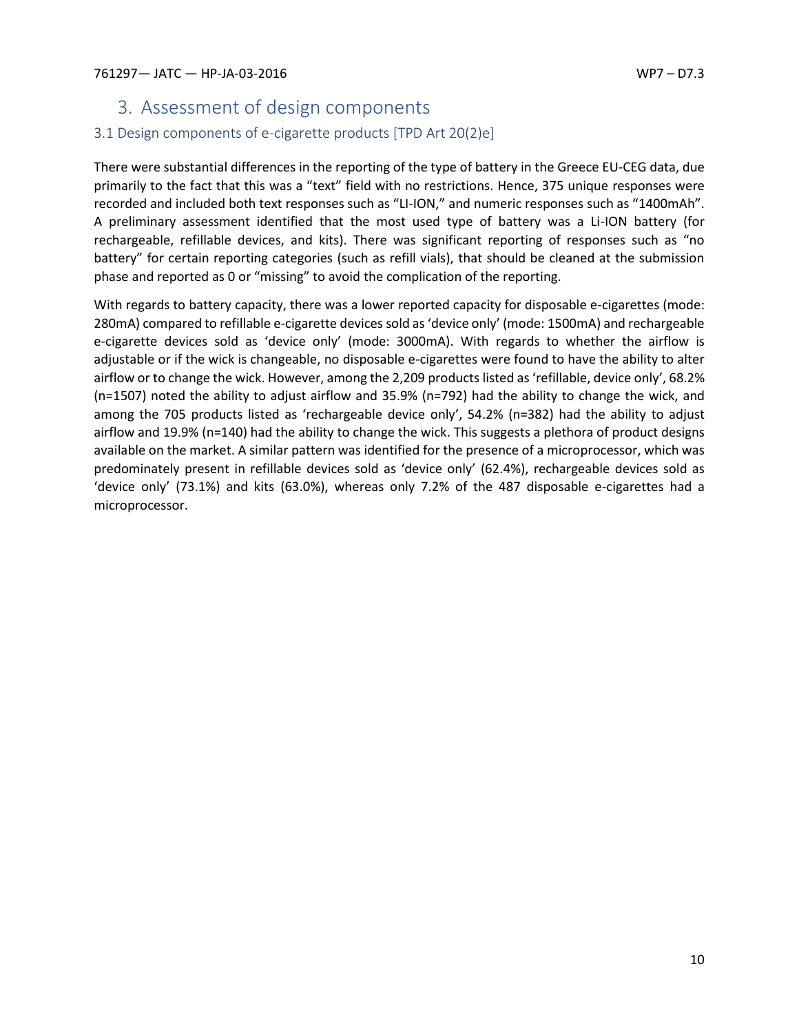## 3. Assessment of design components

### 3.1 Design components of e-cigarette products [TPD Art 20(2)e]

There were substantial differences in the reporting of the type of battery in the Greece EU-CEG data, due primarily to the fact that this was a "text" field with no restrictions. Hence, 375 unique responses were recorded and included both text responses such as "LI-ION," and numeric responses such as "1400mAh". A preliminary assessment identified that the most used type of battery was a Li-ION battery (for rechargeable, refillable devices, and kits). There was significant reporting of responses such as "no battery" for certain reporting categories (such as refill vials), that should be cleaned at the submission phase and reported as 0 or "missing" to avoid the complication of the reporting.

With regards to battery capacity, there was a lower reported capacity for disposable e-cigarettes (mode: 280mA) compared to refillable e-cigarette devices sold as 'device only' (mode: 1500mA) and rechargeable e-cigarette devices sold as 'device only' (mode: 3000mA). With regards to whether the airflow is adjustable or if the wick is changeable, no disposable e-cigarettes were found to have the ability to alter airflow or to change the wick. However, among the 2,209 products listed as 'refillable, device only', 68.2% (n=1507) noted the ability to adjust airflow and 35.9% (n=792) had the ability to change the wick, and among the 705 products listed as 'rechargeable device only', 54.2% (n=382) had the ability to adjust airflow and 19.9% (n=140) had the ability to change the wick. This suggests a plethora of product designs available on the market. A similar pattern was identified for the presence of a microprocessor, which was predominately present in refillable devices sold as 'device only' (62.4%), rechargeable devices sold as 'device only' (73.1%) and kits (63.0%), whereas only 7.2% of the 487 disposable e-cigarettes had a microprocessor.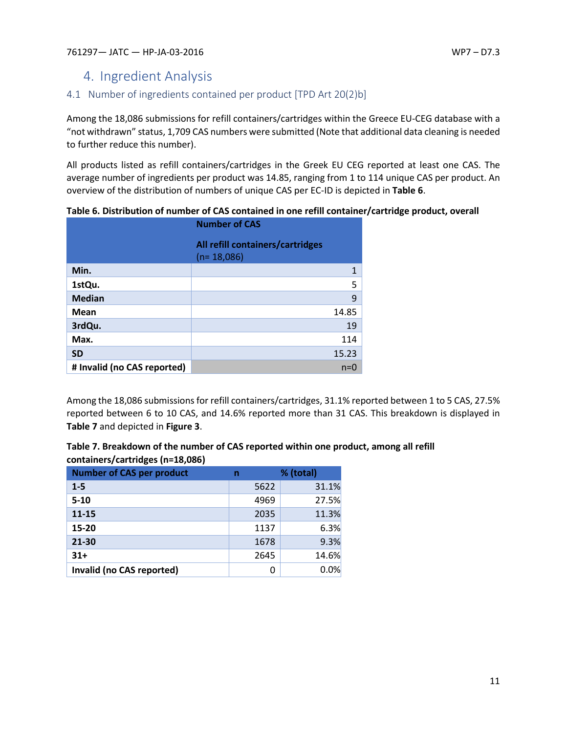# 4. Ingredient Analysis

## 4.1 Number of ingredients contained per product [TPD Art 20(2)b]

Among the 18,086 submissions for refill containers/cartridges within the Greece EU-CEG database with a "not withdrawn" status, 1,709 CAS numbers were submitted (Note that additional data cleaning is needed to further reduce this number).

All products listed as refill containers/cartridges in the Greek EU CEG reported at least one CAS. The average number of ingredients per product was 14.85, ranging from 1 to 114 unique CAS per product. An overview of the distribution of numbers of unique CAS per EC-ID is depicted in **Table 6**.

**Table 6. Distribution of number of CAS contained in one refill container/cartridge product, overall**

| | Number of CAS<br><br>All refill containers/cartridges (n= 18,086) |
|---|---|
| **Min.** | 1 |
| **1stQu.** | 5 |
| **Median** | 9 |
| **Mean** | 14.85 |
| **3rdQu.** | 19 |
| **Max.** | 114 |
| **SD** | 15.23 |
| **# Invalid (no CAS reported)** | n=0 |

Among the 18,086 submissions for refill containers/cartridges, 31.1% reported between 1 to 5 CAS, 27.5% reported between 6 to 10 CAS, and 14.6% reported more than 31 CAS. This breakdown is displayed in **Table 7** and depicted in **Figure 3**.

**Table 7. Breakdown of the number of CAS reported within one product, among all refill containers/cartridges (n=18,086)**

| Number of CAS per product | n | % (total) |
|---|---|---|
| **1-5** | 5622 | 31.1% |
| **5-10** | 4969 | 27.5% |
| **11-15** | 2035 | 11.3% |
| **15-20** | 1137 | 6.3% |
| **21-30** | 1678 | 9.3% |
| **31+** | 2645 | 14.6% |
| **Invalid (no CAS reported)** | 0 | 0.0% |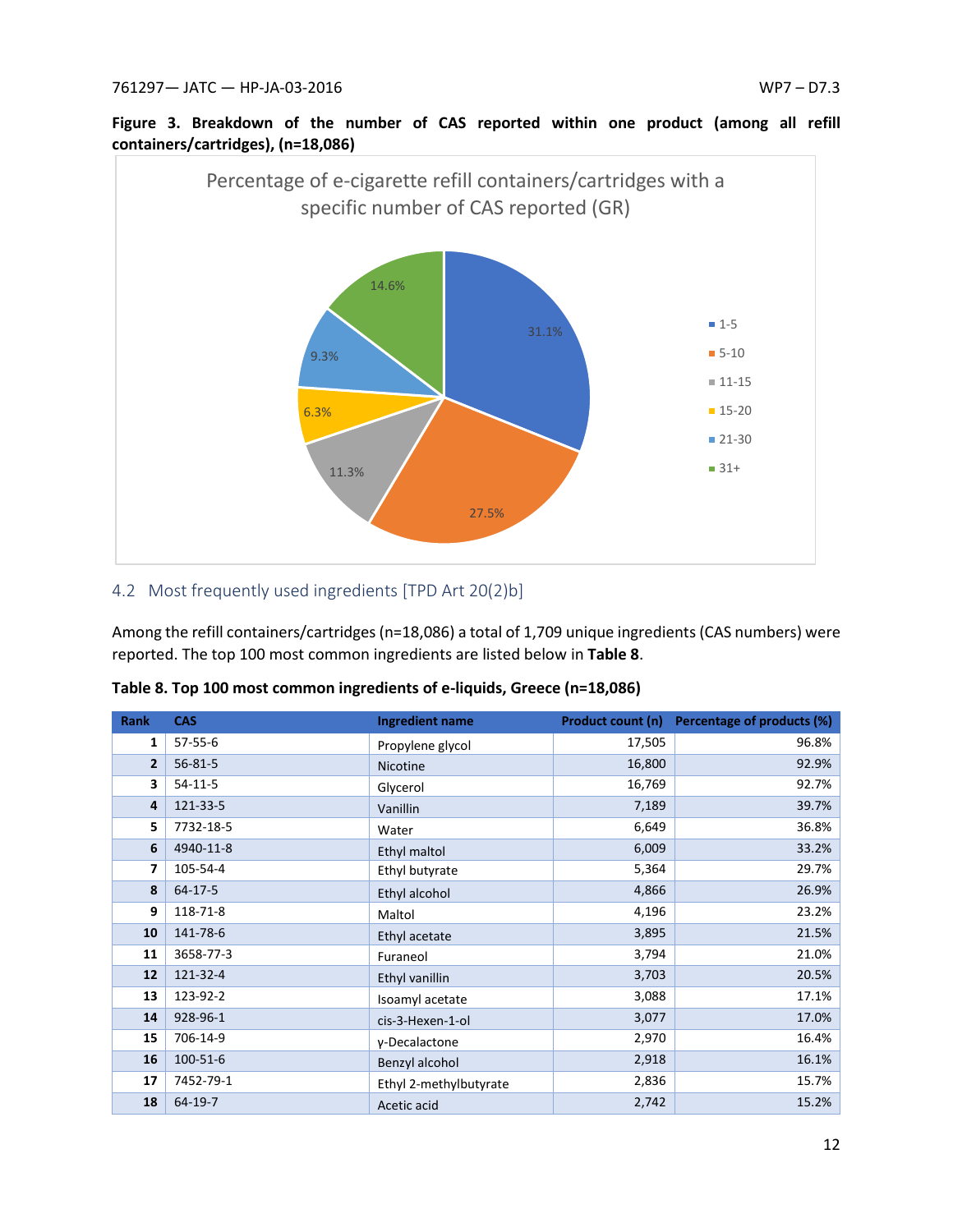**Figure 3. Breakdown of the number of CAS reported within one product (among all refill containers/cartridges), (n=18,086)**

Percentage of e-cigarette refill containers/cartridges with a specific number of CAS reported (GR)

| Number of CAS | Percentage |
|---|---|
| 1-5 | 31.1% |
| 5-10 | 27.5% |
| 11-15 | 11.3% |
| 15-20 | 6.3% |
| 21-30 | 9.3% |
| 31+ | 14.6% |

## 4.2 Most frequently used ingredients [TPD Art 20(2)b]

Among the refill containers/cartridges (n=18,086) a total of 1,709 unique ingredients (CAS numbers) were reported. The top 100 most common ingredients are listed below in **Table 8**.

**Table 8. Top 100 most common ingredients of e-liquids, Greece (n=18,086)**

| Rank | CAS | Ingredient name | Product count (n) | Percentage of products (%) |
|---|---|---|---|---|
| 1 | 57-55-6 | Propylene glycol | 17,505 | 96.8% |
| 2 | 56-81-5 | Nicotine | 16,800 | 92.9% |
| 3 | 54-11-5 | Glycerol | 16,769 | 92.7% |
| 4 | 121-33-5 | Vanillin | 7,189 | 39.7% |
| 5 | 7732-18-5 | Water | 6,649 | 36.8% |
| 6 | 4940-11-8 | Ethyl maltol | 6,009 | 33.2% |
| 7 | 105-54-4 | Ethyl butyrate | 5,364 | 29.7% |
| 8 | 64-17-5 | Ethyl alcohol | 4,866 | 26.9% |
| 9 | 118-71-8 | Maltol | 4,196 | 23.2% |
| 10 | 141-78-6 | Ethyl acetate | 3,895 | 21.5% |
| 11 | 3658-77-3 | Furaneol | 3,794 | 21.0% |
| 12 | 121-32-4 | Ethyl vanillin | 3,703 | 20.5% |
| 13 | 123-92-2 | Isoamyl acetate | 3,088 | 17.1% |
| 14 | 928-96-1 | cis-3-Hexen-1-ol | 3,077 | 17.0% |
| 15 | 706-14-9 | γ-Decalactone | 2,970 | 16.4% |
| 16 | 100-51-6 | Benzyl alcohol | 2,918 | 16.1% |
| 17 | 7452-79-1 | Ethyl 2-methylbutyrate | 2,836 | 15.7% |
| 18 | 64-19-7 | Acetic acid | 2,742 | 15.2% |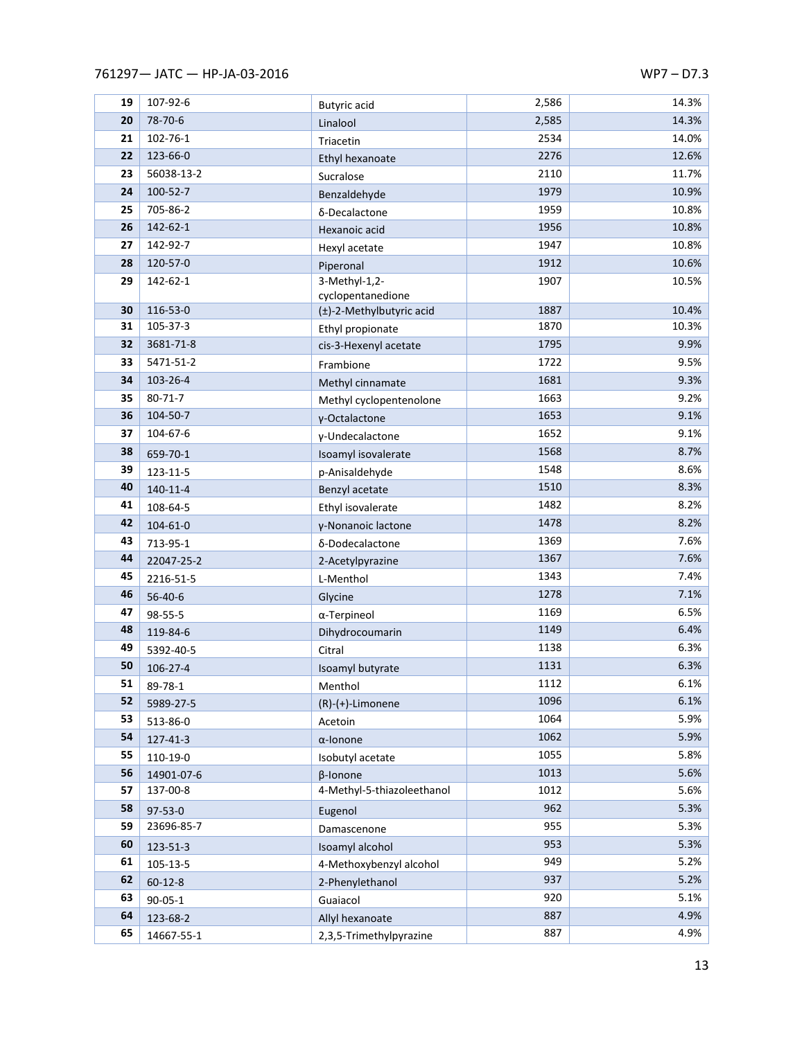| 19 | 107-92-6 | Butyric acid | 2,586 | 14.3% |
|---|---|---|---|---|
| 20 | 78-70-6 | Linalool | 2,585 | 14.3% |
| 21 | 102-76-1 | Triacetin | 2534 | 14.0% |
| 22 | 123-66-0 | Ethyl hexanoate | 2276 | 12.6% |
| 23 | 56038-13-2 | Sucralose | 2110 | 11.7% |
| 24 | 100-52-7 | Benzaldehyde | 1979 | 10.9% |
| 25 | 705-86-2 | δ-Decalactone | 1959 | 10.8% |
| 26 | 142-62-1 | Hexanoic acid | 1956 | 10.8% |
| 27 | 142-92-7 | Hexyl acetate | 1947 | 10.8% |
| 28 | 120-57-0 | Piperonal | 1912 | 10.6% |
| 29 | 142-62-1 | 3-Methyl-1,2-cyclopentanedione | 1907 | 10.5% |
| 30 | 116-53-0 | (±)-2-Methylbutyric acid | 1887 | 10.4% |
| 31 | 105-37-3 | Ethyl propionate | 1870 | 10.3% |
| 32 | 3681-71-8 | cis-3-Hexenyl acetate | 1795 | 9.9% |
| 33 | 5471-51-2 | Frambione | 1722 | 9.5% |
| 34 | 103-26-4 | Methyl cinnamate | 1681 | 9.3% |
| 35 | 80-71-7 | Methyl cyclopentenolone | 1663 | 9.2% |
| 36 | 104-50-7 | γ-Octalactone | 1653 | 9.1% |
| 37 | 104-67-6 | γ-Undecalactone | 1652 | 9.1% |
| 38 | 659-70-1 | Isoamyl isovalerate | 1568 | 8.7% |
| 39 | 123-11-5 | p-Anisaldehyde | 1548 | 8.6% |
| 40 | 140-11-4 | Benzyl acetate | 1510 | 8.3% |
| 41 | 108-64-5 | Ethyl isovalerate | 1482 | 8.2% |
| 42 | 104-61-0 | γ-Nonanoic lactone | 1478 | 8.2% |
| 43 | 713-95-1 | δ-Dodecalactone | 1369 | 7.6% |
| 44 | 22047-25-2 | 2-Acetylpyrazine | 1367 | 7.6% |
| 45 | 2216-51-5 | L-Menthol | 1343 | 7.4% |
| 46 | 56-40-6 | Glycine | 1278 | 7.1% |
| 47 | 98-55-5 | α-Terpineol | 1169 | 6.5% |
| 48 | 119-84-6 | Dihydrocoumarin | 1149 | 6.4% |
| 49 | 5392-40-5 | Citral | 1138 | 6.3% |
| 50 | 106-27-4 | Isoamyl butyrate | 1131 | 6.3% |
| 51 | 89-78-1 | Menthol | 1112 | 6.1% |
| 52 | 5989-27-5 | (R)-(+)-Limonene | 1096 | 6.1% |
| 53 | 513-86-0 | Acetoin | 1064 | 5.9% |
| 54 | 127-41-3 | α-Ionone | 1062 | 5.9% |
| 55 | 110-19-0 | Isobutyl acetate | 1055 | 5.8% |
| 56 | 14901-07-6 | β-Ionone | 1013 | 5.6% |
| 57 | 137-00-8 | 4-Methyl-5-thiazoleethanol | 1012 | 5.6% |
| 58 | 97-53-0 | Eugenol | 962 | 5.3% |
| 59 | 23696-85-7 | Damascenone | 955 | 5.3% |
| 60 | 123-51-3 | Isoamyl alcohol | 953 | 5.3% |
| 61 | 105-13-5 | 4-Methoxybenzyl alcohol | 949 | 5.2% |
| 62 | 60-12-8 | 2-Phenylethanol | 937 | 5.2% |
| 63 | 90-05-1 | Guaiacol | 920 | 5.1% |
| 64 | 123-68-2 | Allyl hexanoate | 887 | 4.9% |
| 65 | 14667-55-1 | 2,3,5-Trimethylpyrazine | 887 | 4.9% |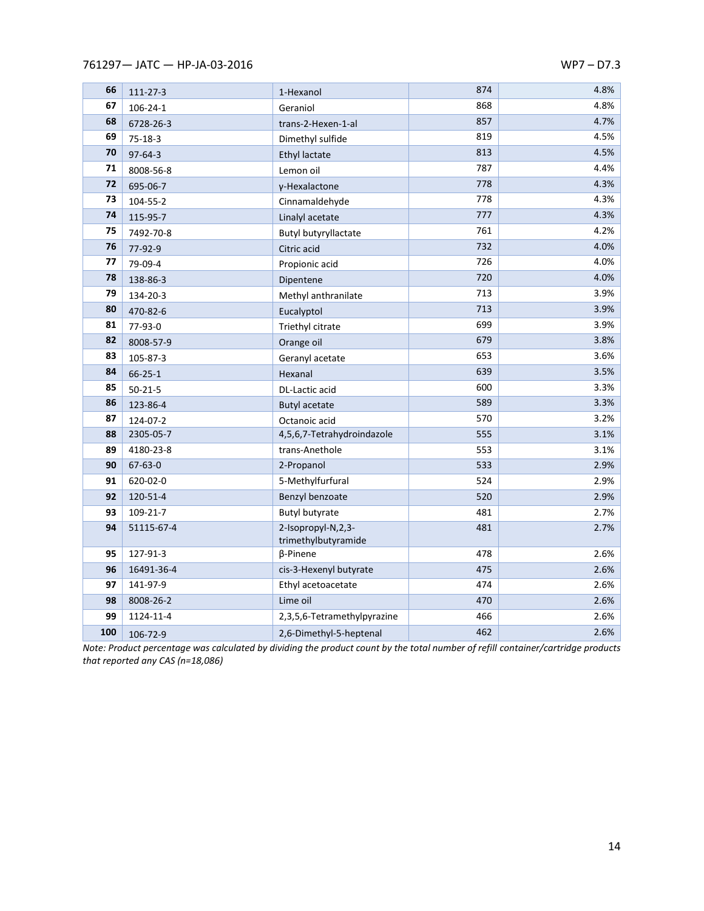| 66 | 111-27-3 | 1-Hexanol | 874 | 4.8% |
|---|---|---|---|---|
| 67 | 106-24-1 | Geraniol | 868 | 4.8% |
| 68 | 6728-26-3 | trans-2-Hexen-1-al | 857 | 4.7% |
| 69 | 75-18-3 | Dimethyl sulfide | 819 | 4.5% |
| 70 | 97-64-3 | Ethyl lactate | 813 | 4.5% |
| 71 | 8008-56-8 | Lemon oil | 787 | 4.4% |
| 72 | 695-06-7 | γ-Hexalactone | 778 | 4.3% |
| 73 | 104-55-2 | Cinnamaldehyde | 778 | 4.3% |
| 74 | 115-95-7 | Linalyl acetate | 777 | 4.3% |
| 75 | 7492-70-8 | Butyl butyryllactate | 761 | 4.2% |
| 76 | 77-92-9 | Citric acid | 732 | 4.0% |
| 77 | 79-09-4 | Propionic acid | 726 | 4.0% |
| 78 | 138-86-3 | Dipentene | 720 | 4.0% |
| 79 | 134-20-3 | Methyl anthranilate | 713 | 3.9% |
| 80 | 470-82-6 | Eucalyptol | 713 | 3.9% |
| 81 | 77-93-0 | Triethyl citrate | 699 | 3.9% |
| 82 | 8008-57-9 | Orange oil | 679 | 3.8% |
| 83 | 105-87-3 | Geranyl acetate | 653 | 3.6% |
| 84 | 66-25-1 | Hexanal | 639 | 3.5% |
| 85 | 50-21-5 | DL-Lactic acid | 600 | 3.3% |
| 86 | 123-86-4 | Butyl acetate | 589 | 3.3% |
| 87 | 124-07-2 | Octanoic acid | 570 | 3.2% |
| 88 | 2305-05-7 | 4,5,6,7-Tetrahydroindazole | 555 | 3.1% |
| 89 | 4180-23-8 | trans-Anethole | 553 | 3.1% |
| 90 | 67-63-0 | 2-Propanol | 533 | 2.9% |
| 91 | 620-02-0 | 5-Methylfurfural | 524 | 2.9% |
| 92 | 120-51-4 | Benzyl benzoate | 520 | 2.9% |
| 93 | 109-21-7 | Butyl butyrate | 481 | 2.7% |
| 94 | 51115-67-4 | 2-Isopropyl-N,2,3-trimethylbutyramide | 481 | 2.7% |
| 95 | 127-91-3 | β-Pinene | 478 | 2.6% |
| 96 | 16491-36-4 | cis-3-Hexenyl butyrate | 475 | 2.6% |
| 97 | 141-97-9 | Ethyl acetoacetate | 474 | 2.6% |
| 98 | 8008-26-2 | Lime oil | 470 | 2.6% |
| 99 | 1124-11-4 | 2,3,5,6-Tetramethylpyrazine | 466 | 2.6% |
| 100 | 106-72-9 | 2,6-Dimethyl-5-heptenal | 462 | 2.6% |

*Note: Product percentage was calculated by dividing the product count by the total number of refill container/cartridge products that reported any CAS (n=18,086)*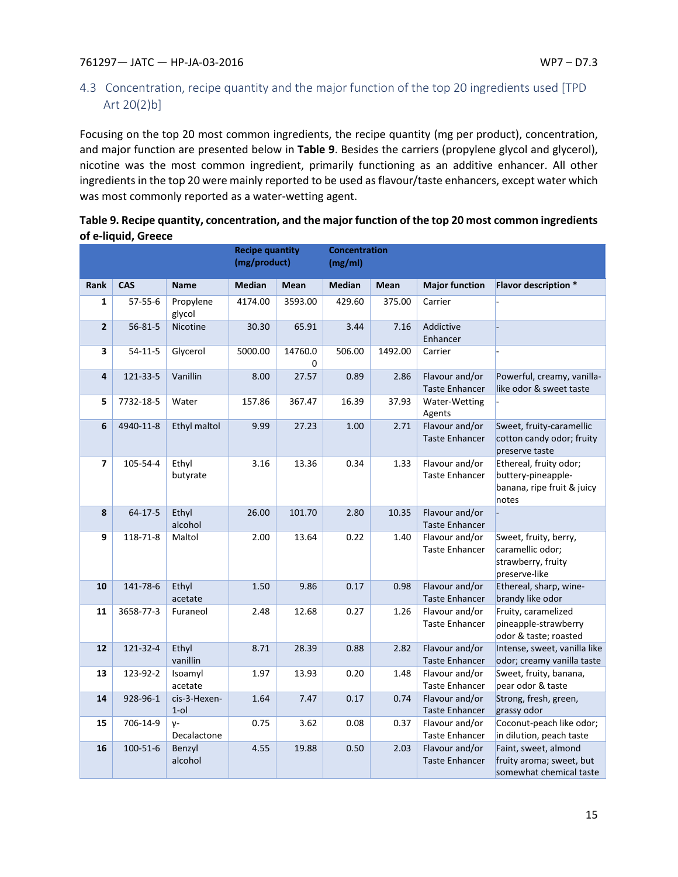## 4.3 Concentration, recipe quantity and the major function of the top 20 ingredients used [TPD Art 20(2)b]

Focusing on the top 20 most common ingredients, the recipe quantity (mg per product), concentration, and major function are presented below in **Table 9**. Besides the carriers (propylene glycol and glycerol), nicotine was the most common ingredient, primarily functioning as an additive enhancer. All other ingredients in the top 20 were mainly reported to be used as flavour/taste enhancers, except water which was most commonly reported as a water-wetting agent.

**Table 9. Recipe quantity, concentration, and the major function of the top 20 most common ingredients of e-liquid, Greece**

| | | | Recipe quantity (mg/product) | | Concentration (mg/ml) | | | |
|---|---|---|---|---|---|---|---|---|
| **Rank** | **CAS** | **Name** | **Median** | **Mean** | **Median** | **Mean** | **Major function** | **Flavor description *** |
| **1** | 57-55-6 | Propylene glycol | 4174.00 | 3593.00 | 429.60 | 375.00 | Carrier | - |
| **2** | 56-81-5 | Nicotine | 30.30 | 65.91 | 3.44 | 7.16 | Addictive Enhancer | - |
| **3** | 54-11-5 | Glycerol | 5000.00 | 14760.00 | 506.00 | 1492.00 | Carrier | - |
| **4** | 121-33-5 | Vanillin | 8.00 | 27.57 | 0.89 | 2.86 | Flavour and/or Taste Enhancer | Powerful, creamy, vanilla-like odor & sweet taste |
| **5** | 7732-18-5 | Water | 157.86 | 367.47 | 16.39 | 37.93 | Water-Wetting Agents | - |
| **6** | 4940-11-8 | Ethyl maltol | 9.99 | 27.23 | 1.00 | 2.71 | Flavour and/or Taste Enhancer | Sweet, fruity-caramellic cotton candy odor; fruity preserve taste |
| **7** | 105-54-4 | Ethyl butyrate | 3.16 | 13.36 | 0.34 | 1.33 | Flavour and/or Taste Enhancer | Ethereal, fruity odor; buttery-pineapple-banana, ripe fruit & juicy notes |
| **8** | 64-17-5 | Ethyl alcohol | 26.00 | 101.70 | 2.80 | 10.35 | Flavour and/or Taste Enhancer | - |
| **9** | 118-71-8 | Maltol | 2.00 | 13.64 | 0.22 | 1.40 | Flavour and/or Taste Enhancer | Sweet, fruity, berry, caramellic odor; strawberry, fruity preserve-like |
| **10** | 141-78-6 | Ethyl acetate | 1.50 | 9.86 | 0.17 | 0.98 | Flavour and/or Taste Enhancer | Ethereal, sharp, wine-brandy like odor |
| **11** | 3658-77-3 | Furaneol | 2.48 | 12.68 | 0.27 | 1.26 | Flavour and/or Taste Enhancer | Fruity, caramelized pineapple-strawberry odor & taste; roasted |
| **12** | 121-32-4 | Ethyl vanillin | 8.71 | 28.39 | 0.88 | 2.82 | Flavour and/or Taste Enhancer | Intense, sweet, vanilla like odor; creamy vanilla taste |
| **13** | 123-92-2 | Isoamyl acetate | 1.97 | 13.93 | 0.20 | 1.48 | Flavour and/or Taste Enhancer | Sweet, fruity, banana, pear odor & taste |
| **14** | 928-96-1 | cis-3-Hexen-1-ol | 1.64 | 7.47 | 0.17 | 0.74 | Flavour and/or Taste Enhancer | Strong, fresh, green, grassy odor |
| **15** | 706-14-9 | γ-Decalactone | 0.75 | 3.62 | 0.08 | 0.37 | Flavour and/or Taste Enhancer | Coconut-peach like odor; in dilution, peach taste |
| **16** | 100-51-6 | Benzyl alcohol | 4.55 | 19.88 | 0.50 | 2.03 | Flavour and/or Taste Enhancer | Faint, sweet, almond fruity aroma; sweet, but somewhat chemical taste |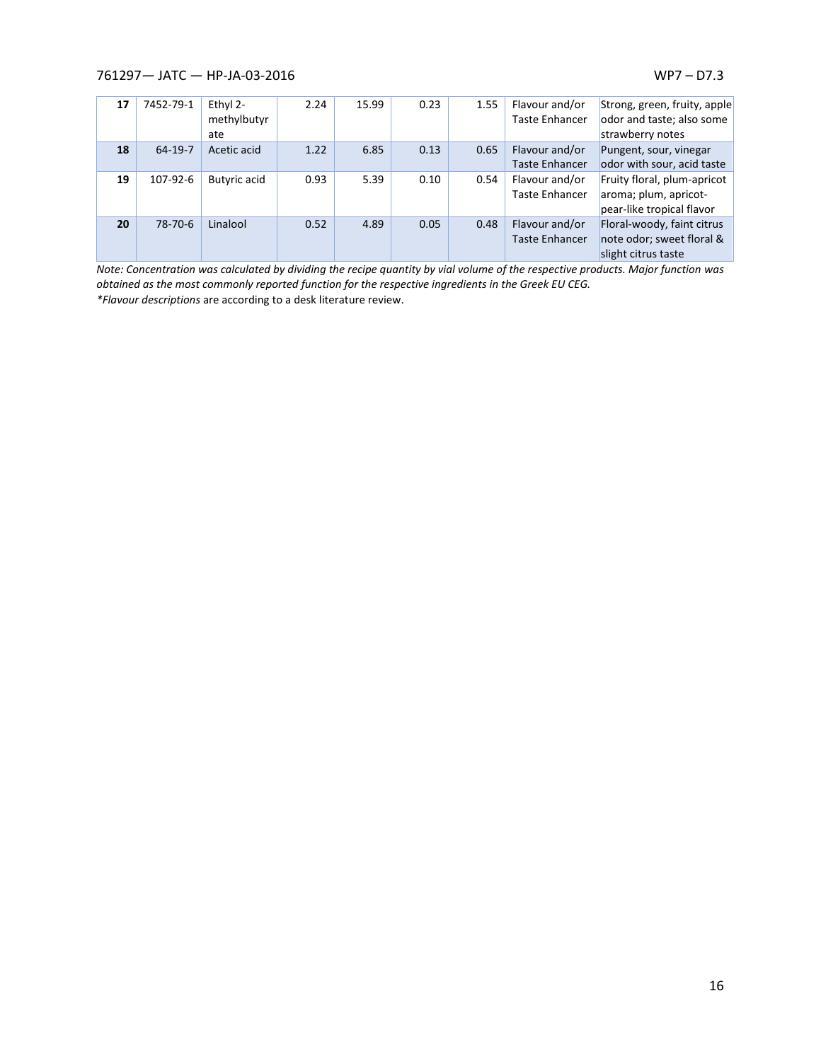| **17** | 7452-79-1 | Ethyl 2-methylbutyrate | 2.24 | 15.99 | 0.23 | 1.55 | Flavour and/or Taste Enhancer | Strong, green, fruity, apple odor and taste; also some strawberry notes |
|---|---|---|---|---|---|---|---|---|
| **18** | 64-19-7 | Acetic acid | 1.22 | 6.85 | 0.13 | 0.65 | Flavour and/or Taste Enhancer | Pungent, sour, vinegar odor with sour, acid taste |
| **19** | 107-92-6 | Butyric acid | 0.93 | 5.39 | 0.10 | 0.54 | Flavour and/or Taste Enhancer | Fruity floral, plum-apricot aroma; plum, apricot-pear-like tropical flavor |
| **20** | 78-70-6 | Linalool | 0.52 | 4.89 | 0.05 | 0.48 | Flavour and/or Taste Enhancer | Floral-woody, faint citrus note odor; sweet floral & slight citrus taste |

*Note: Concentration was calculated by dividing the recipe quantity by vial volume of the respective products. Major function was obtained as the most commonly reported function for the respective ingredients in the Greek EU CEG.*

**Flavour descriptions* are according to a desk literature review.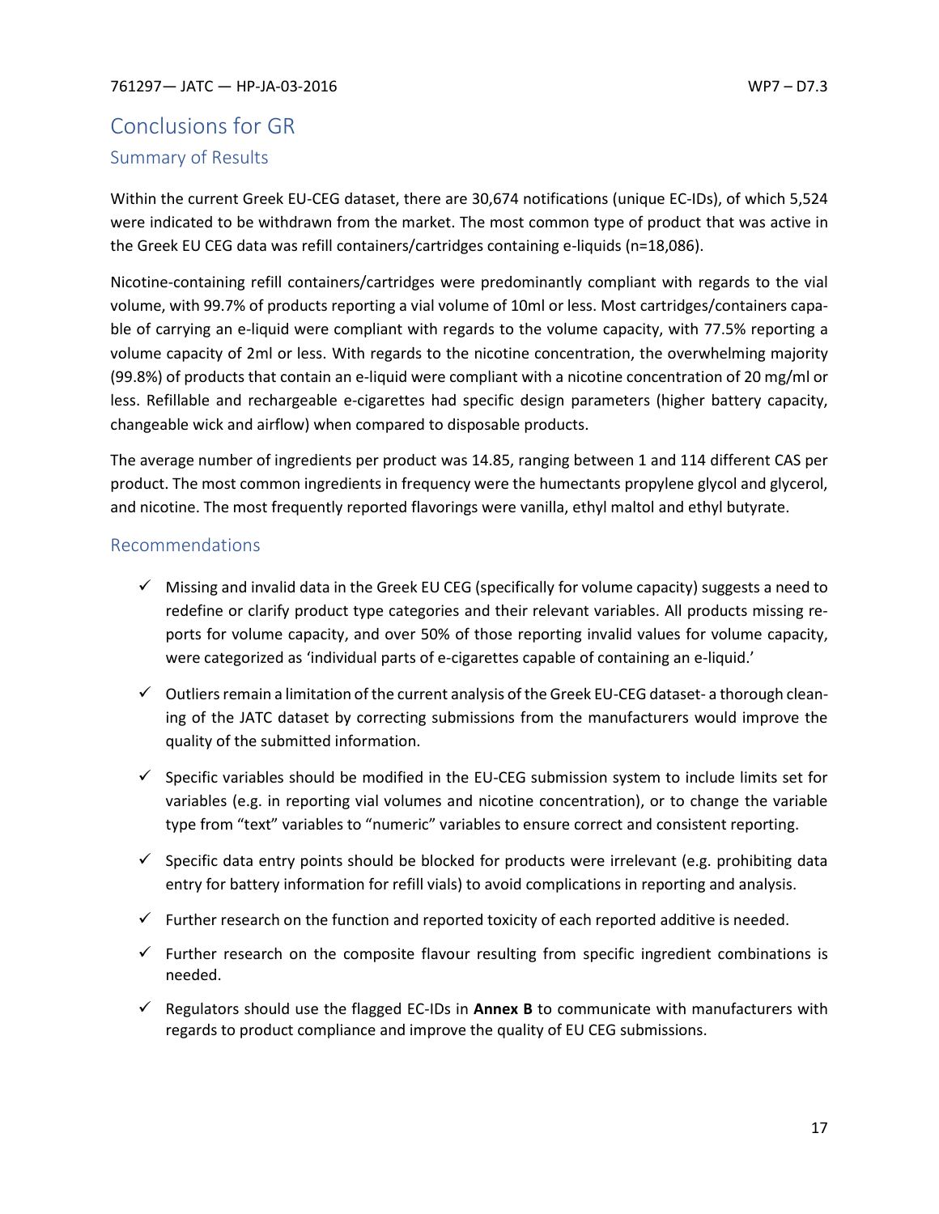## Conclusions for GR

### Summary of Results

Within the current Greek EU-CEG dataset, there are 30,674 notifications (unique EC-IDs), of which 5,524 were indicated to be withdrawn from the market. The most common type of product that was active in the Greek EU CEG data was refill containers/cartridges containing e-liquids (n=18,086).

Nicotine-containing refill containers/cartridges were predominantly compliant with regards to the vial volume, with 99.7% of products reporting a vial volume of 10ml or less. Most cartridges/containers capable of carrying an e-liquid were compliant with regards to the volume capacity, with 77.5% reporting a volume capacity of 2ml or less. With regards to the nicotine concentration, the overwhelming majority (99.8%) of products that contain an e-liquid were compliant with a nicotine concentration of 20 mg/ml or less. Refillable and rechargeable e-cigarettes had specific design parameters (higher battery capacity, changeable wick and airflow) when compared to disposable products.

The average number of ingredients per product was 14.85, ranging between 1 and 114 different CAS per product. The most common ingredients in frequency were the humectants propylene glycol and glycerol, and nicotine. The most frequently reported flavorings were vanilla, ethyl maltol and ethyl butyrate.

### Recommendations

- ✓ Missing and invalid data in the Greek EU CEG (specifically for volume capacity) suggests a need to redefine or clarify product type categories and their relevant variables. All products missing reports for volume capacity, and over 50% of those reporting invalid values for volume capacity, were categorized as 'individual parts of e-cigarettes capable of containing an e-liquid.'
- ✓ Outliers remain a limitation of the current analysis of the Greek EU-CEG dataset- a thorough cleaning of the JATC dataset by correcting submissions from the manufacturers would improve the quality of the submitted information.
- ✓ Specific variables should be modified in the EU-CEG submission system to include limits set for variables (e.g. in reporting vial volumes and nicotine concentration), or to change the variable type from "text" variables to "numeric" variables to ensure correct and consistent reporting.
- ✓ Specific data entry points should be blocked for products were irrelevant (e.g. prohibiting data entry for battery information for refill vials) to avoid complications in reporting and analysis.
- ✓ Further research on the function and reported toxicity of each reported additive is needed.
- ✓ Further research on the composite flavour resulting from specific ingredient combinations is needed.
- ✓ Regulators should use the flagged EC-IDs in **Annex B** to communicate with manufacturers with regards to product compliance and improve the quality of EU CEG submissions.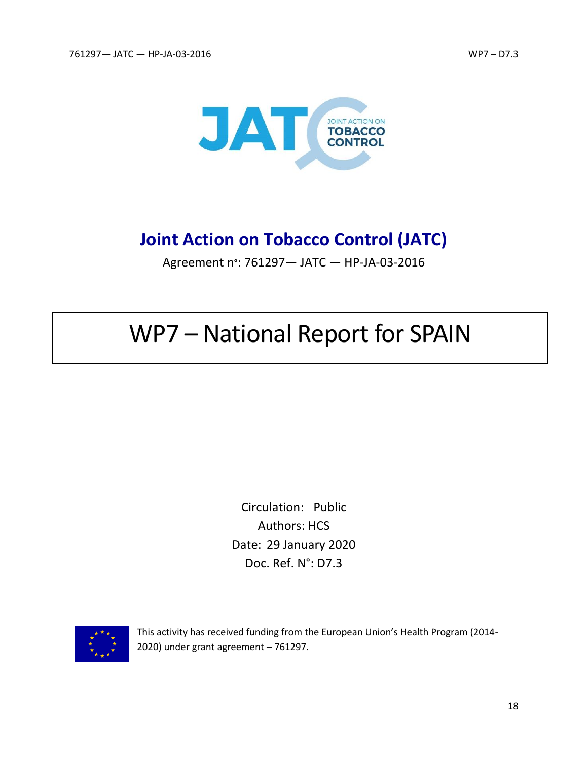# Joint Action on Tobacco Control (JATC)

Agreement n°: 761297— JATC — HP-JA-03-2016

# WP7 – National Report for SPAIN

Circulation: Public

Authors: HCS

Date: 29 January 2020

Doc. Ref. N°: D7.3

This activity has received funding from the European Union's Health Program (2014-2020) under grant agreement – 761297.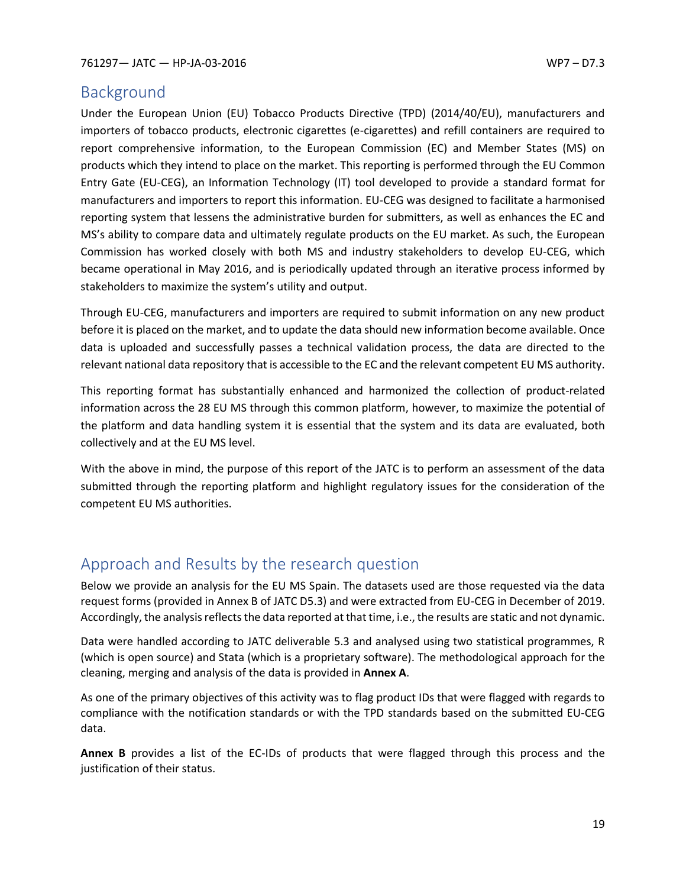## Background

Under the European Union (EU) Tobacco Products Directive (TPD) (2014/40/EU), manufacturers and importers of tobacco products, electronic cigarettes (e-cigarettes) and refill containers are required to report comprehensive information, to the European Commission (EC) and Member States (MS) on products which they intend to place on the market. This reporting is performed through the EU Common Entry Gate (EU-CEG), an Information Technology (IT) tool developed to provide a standard format for manufacturers and importers to report this information. EU-CEG was designed to facilitate a harmonised reporting system that lessens the administrative burden for submitters, as well as enhances the EC and MS's ability to compare data and ultimately regulate products on the EU market. As such, the European Commission has worked closely with both MS and industry stakeholders to develop EU-CEG, which became operational in May 2016, and is periodically updated through an iterative process informed by stakeholders to maximize the system's utility and output.

Through EU-CEG, manufacturers and importers are required to submit information on any new product before it is placed on the market, and to update the data should new information become available. Once data is uploaded and successfully passes a technical validation process, the data are directed to the relevant national data repository that is accessible to the EC and the relevant competent EU MS authority.

This reporting format has substantially enhanced and harmonized the collection of product-related information across the 28 EU MS through this common platform, however, to maximize the potential of the platform and data handling system it is essential that the system and its data are evaluated, both collectively and at the EU MS level.

With the above in mind, the purpose of this report of the JATC is to perform an assessment of the data submitted through the reporting platform and highlight regulatory issues for the consideration of the competent EU MS authorities.

## Approach and Results by the research question

Below we provide an analysis for the EU MS Spain. The datasets used are those requested via the data request forms (provided in Annex B of JATC D5.3) and were extracted from EU-CEG in December of 2019. Accordingly, the analysis reflects the data reported at that time, i.e., the results are static and not dynamic.

Data were handled according to JATC deliverable 5.3 and analysed using two statistical programmes, R (which is open source) and Stata (which is a proprietary software). The methodological approach for the cleaning, merging and analysis of the data is provided in **Annex A**.

As one of the primary objectives of this activity was to flag product IDs that were flagged with regards to compliance with the notification standards or with the TPD standards based on the submitted EU-CEG data.

**Annex B** provides a list of the EC-IDs of products that were flagged through this process and the justification of their status.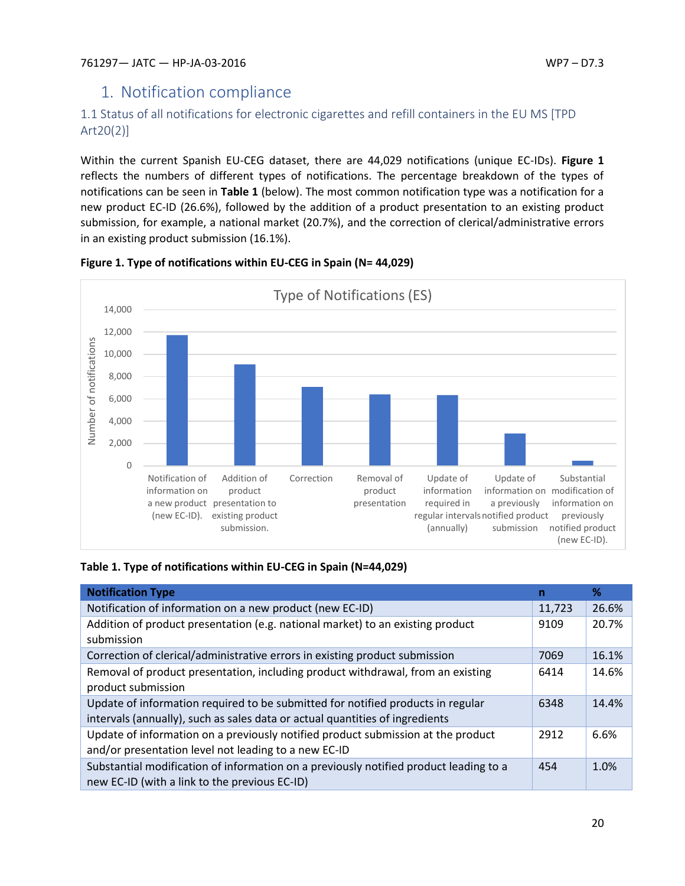# 1. Notification compliance

## 1.1 Status of all notifications for electronic cigarettes and refill containers in the EU MS [TPD Art20(2)]

Within the current Spanish EU-CEG dataset, there are 44,029 notifications (unique EC-IDs). **Figure 1** reflects the numbers of different types of notifications. The percentage breakdown of the types of notifications can be seen in **Table 1** (below). The most common notification type was a notification for a new product EC-ID (26.6%), followed by the addition of a product presentation to an existing product submission, for example, a national market (20.7%), and the correction of clerical/administrative errors in an existing product submission (16.1%).

**Figure 1. Type of notifications within EU-CEG in Spain (N= 44,029)**

**Table 1. Type of notifications within EU-CEG in Spain (N=44,029)**

| Notification Type | n | % |
|---|---|---|
| Notification of information on a new product (new EC-ID) | 11,723 | 26.6% |
| Addition of product presentation (e.g. national market) to an existing product submission | 9109 | 20.7% |
| Correction of clerical/administrative errors in existing product submission | 7069 | 16.1% |
| Removal of product presentation, including product withdrawal, from an existing product submission | 6414 | 14.6% |
| Update of information required to be submitted for notified products in regular intervals (annually), such as sales data or actual quantities of ingredients | 6348 | 14.4% |
| Update of information on a previously notified product submission at the product and/or presentation level not leading to a new EC-ID | 2912 | 6.6% |
| Substantial modification of information on a previously notified product leading to a new EC-ID (with a link to the previous EC-ID) | 454 | 1.0% |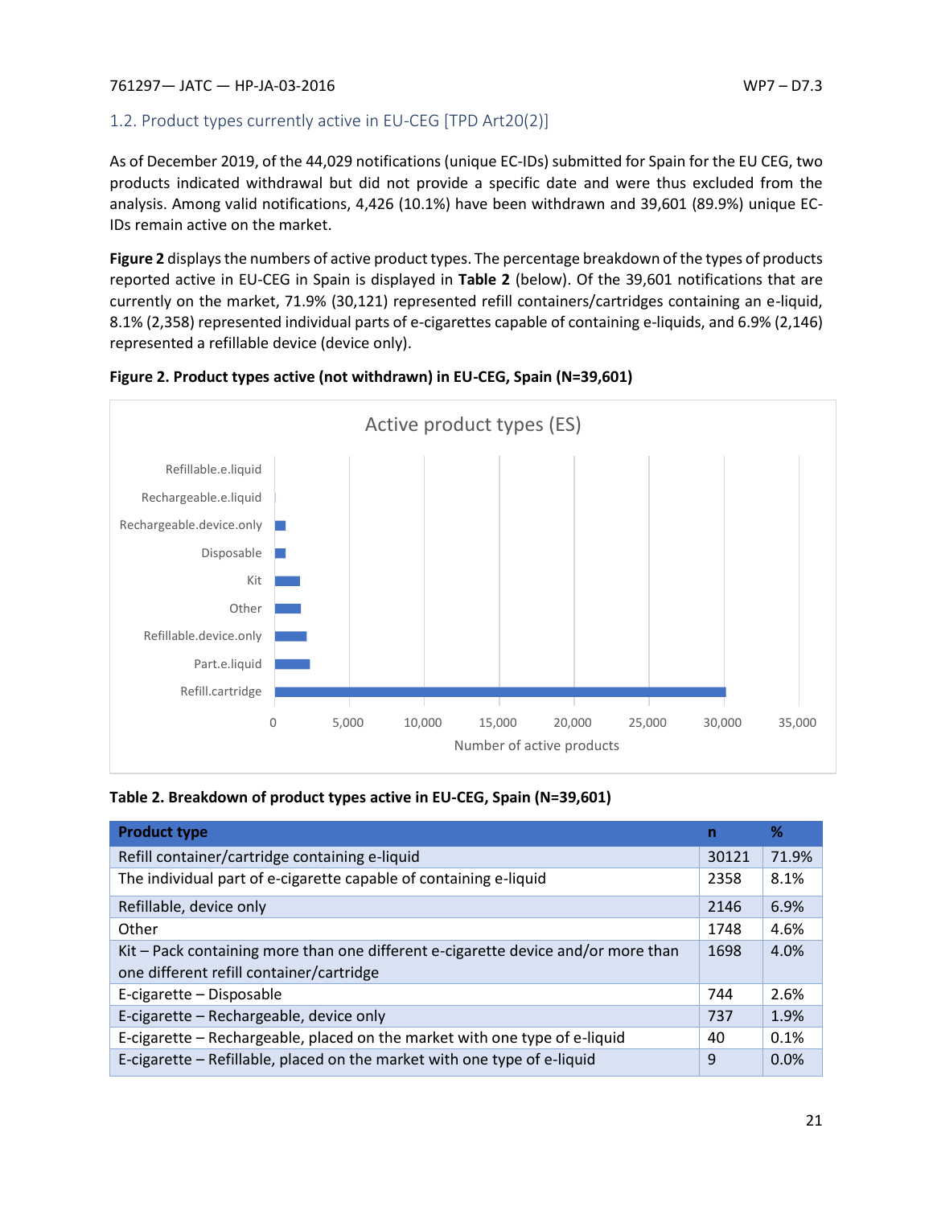## 1.2. Product types currently active in EU-CEG [TPD Art20(2)]

As of December 2019, of the 44,029 notifications (unique EC-IDs) submitted for Spain for the EU CEG, two products indicated withdrawal but did not provide a specific date and were thus excluded from the analysis. Among valid notifications, 4,426 (10.1%) have been withdrawn and 39,601 (89.9%) unique EC-IDs remain active on the market.

**Figure 2** displays the numbers of active product types. The percentage breakdown of the types of products reported active in EU-CEG in Spain is displayed in **Table 2** (below). Of the 39,601 notifications that are currently on the market, 71.9% (30,121) represented refill containers/cartridges containing an e-liquid, 8.1% (2,358) represented individual parts of e-cigarettes capable of containing e-liquids, and 6.9% (2,146) represented a refillable device (device only).

**Figure 2. Product types active (not withdrawn) in EU-CEG, Spain (N=39,601)**

**Table 2. Breakdown of product types active in EU-CEG, Spain (N=39,601)**

| Product type | n | % |
|---|---|---|
| Refill container/cartridge containing e-liquid | 30121 | 71.9% |
| The individual part of e-cigarette capable of containing e-liquid | 2358 | 8.1% |
| Refillable, device only | 2146 | 6.9% |
| Other | 1748 | 4.6% |
| Kit – Pack containing more than one different e-cigarette device and/or more than one different refill container/cartridge | 1698 | 4.0% |
| E-cigarette – Disposable | 744 | 2.6% |
| E-cigarette – Rechargeable, device only | 737 | 1.9% |
| E-cigarette – Rechargeable, placed on the market with one type of e-liquid | 40 | 0.1% |
| E-cigarette – Refillable, placed on the market with one type of e-liquid | 9 | 0.0% |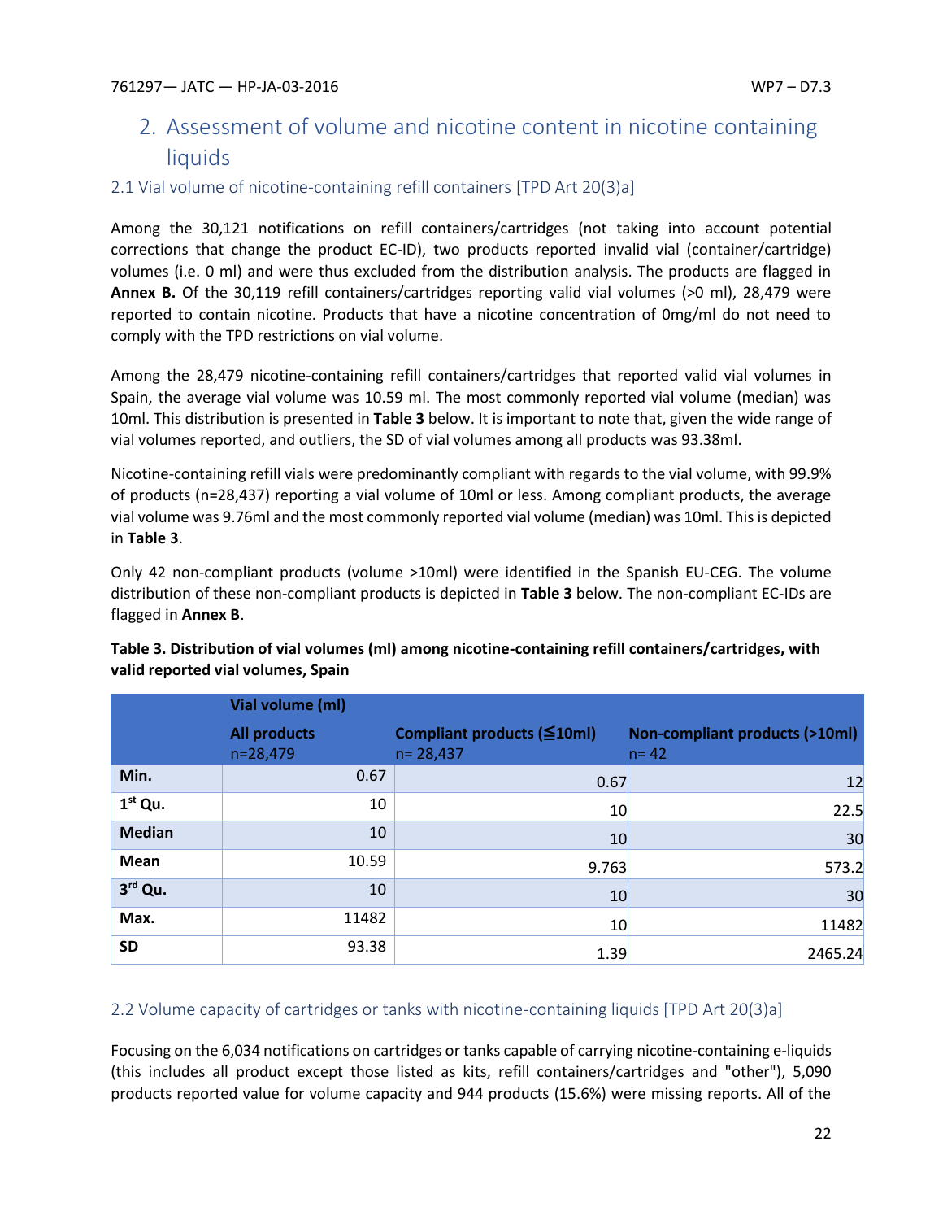# 2. Assessment of volume and nicotine content in nicotine containing liquids

## 2.1 Vial volume of nicotine-containing refill containers [TPD Art 20(3)a]

Among the 30,121 notifications on refill containers/cartridges (not taking into account potential corrections that change the product EC-ID), two products reported invalid vial (container/cartridge) volumes (i.e. 0 ml) and were thus excluded from the distribution analysis. The products are flagged in **Annex B.** Of the 30,119 refill containers/cartridges reporting valid vial volumes (>0 ml), 28,479 were reported to contain nicotine. Products that have a nicotine concentration of 0mg/ml do not need to comply with the TPD restrictions on vial volume.

Among the 28,479 nicotine-containing refill containers/cartridges that reported valid vial volumes in Spain, the average vial volume was 10.59 ml. The most commonly reported vial volume (median) was 10ml. This distribution is presented in **Table 3** below. It is important to note that, given the wide range of vial volumes reported, and outliers, the SD of vial volumes among all products was 93.38ml.

Nicotine-containing refill vials were predominantly compliant with regards to the vial volume, with 99.9% of products (n=28,437) reporting a vial volume of 10ml or less. Among compliant products, the average vial volume was 9.76ml and the most commonly reported vial volume (median) was 10ml. This is depicted in **Table 3**.

Only 42 non-compliant products (volume >10ml) were identified in the Spanish EU-CEG. The volume distribution of these non-compliant products is depicted in **Table 3** below. The non-compliant EC-IDs are flagged in **Annex B**.

**Table 3. Distribution of vial volumes (ml) among nicotine-containing refill containers/cartridges, with valid reported vial volumes, Spain**

| | Vial volume (ml) | | |
|---|---|---|---|
| | **All products** n=28,479 | **Compliant products (≦10ml)** n= 28,437 | **Non-compliant products (>10ml)** n= 42 |
| **Min.** | 0.67 | 0.67 | 12 |
| **1st Qu.** | 10 | 10 | 22.5 |
| **Median** | 10 | 10 | 30 |
| **Mean** | 10.59 | 9.763 | 573.2 |
| **3rd Qu.** | 10 | 10 | 30 |
| **Max.** | 11482 | 10 | 11482 |
| **SD** | 93.38 | 1.39 | 2465.24 |

## 2.2 Volume capacity of cartridges or tanks with nicotine-containing liquids [TPD Art 20(3)a]

Focusing on the 6,034 notifications on cartridges or tanks capable of carrying nicotine-containing e-liquids (this includes all product except those listed as kits, refill containers/cartridges and "other"), 5,090 products reported value for volume capacity and 944 products (15.6%) were missing reports. All of the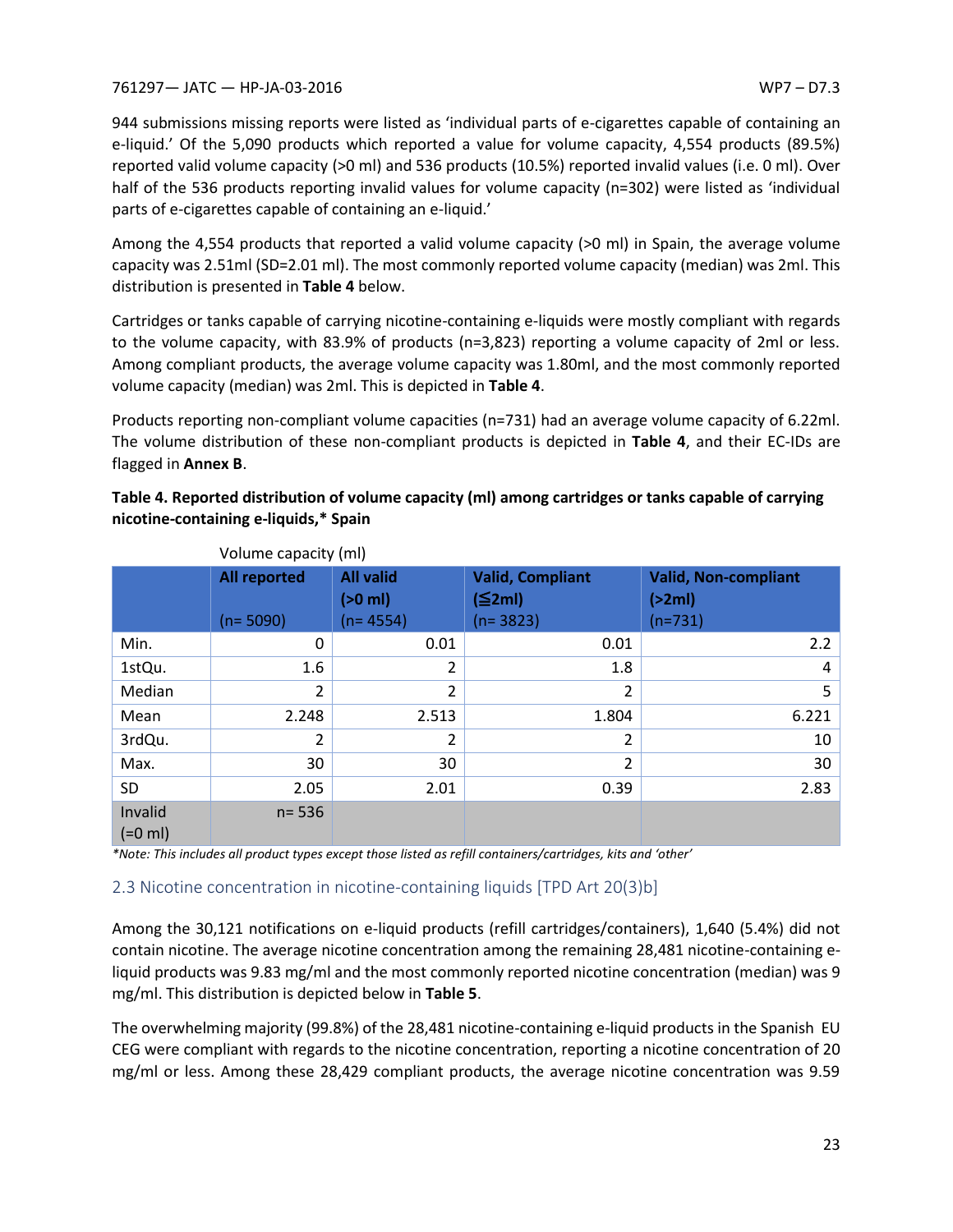944 submissions missing reports were listed as 'individual parts of e-cigarettes capable of containing an e-liquid.' Of the 5,090 products which reported a value for volume capacity, 4,554 products (89.5%) reported valid volume capacity (>0 ml) and 536 products (10.5%) reported invalid values (i.e. 0 ml). Over half of the 536 products reporting invalid values for volume capacity (n=302) were listed as 'individual parts of e-cigarettes capable of containing an e-liquid.'

Among the 4,554 products that reported a valid volume capacity (>0 ml) in Spain, the average volume capacity was 2.51ml (SD=2.01 ml). The most commonly reported volume capacity (median) was 2ml. This distribution is presented in **Table 4** below.

Cartridges or tanks capable of carrying nicotine-containing e-liquids were mostly compliant with regards to the volume capacity, with 83.9% of products (n=3,823) reporting a volume capacity of 2ml or less. Among compliant products, the average volume capacity was 1.80ml, and the most commonly reported volume capacity (median) was 2ml. This is depicted in **Table 4**.

Products reporting non-compliant volume capacities (n=731) had an average volume capacity of 6.22ml. The volume distribution of these non-compliant products is depicted in **Table 4**, and their EC-IDs are flagged in **Annex B**.

**Table 4. Reported distribution of volume capacity (ml) among cartridges or tanks capable of carrying nicotine-containing e-liquids,* Spain**

| | Volume capacity (ml) | | | |
|---|---|---|---|---|
| | **All reported** (n= 5090) | **All valid (>0 ml)** (n= 4554) | **Valid, Compliant (≦2ml)** (n= 3823) | **Valid, Non-compliant (>2ml)** (n=731) |
| Min. | 0 | 0.01 | 0.01 | 2.2 |
| 1stQu. | 1.6 | 2 | 1.8 | 4 |
| Median | 2 | 2 | 2 | 5 |
| Mean | 2.248 | 2.513 | 1.804 | 6.221 |
| 3rdQu. | 2 | 2 | 2 | 10 |
| Max. | 30 | 30 | 2 | 30 |
| SD | 2.05 | 2.01 | 0.39 | 2.83 |
| Invalid (=0 ml) | n= 536 | | | |

*\*Note: This includes all product types except those listed as refill containers/cartridges, kits and 'other'*

## 2.3 Nicotine concentration in nicotine-containing liquids [TPD Art 20(3)b]

Among the 30,121 notifications on e-liquid products (refill cartridges/containers), 1,640 (5.4%) did not contain nicotine. The average nicotine concentration among the remaining 28,481 nicotine-containing e-liquid products was 9.83 mg/ml and the most commonly reported nicotine concentration (median) was 9 mg/ml. This distribution is depicted below in **Table 5**.

The overwhelming majority (99.8%) of the 28,481 nicotine-containing e-liquid products in the Spanish EU CEG were compliant with regards to the nicotine concentration, reporting a nicotine concentration of 20 mg/ml or less. Among these 28,429 compliant products, the average nicotine concentration was 9.59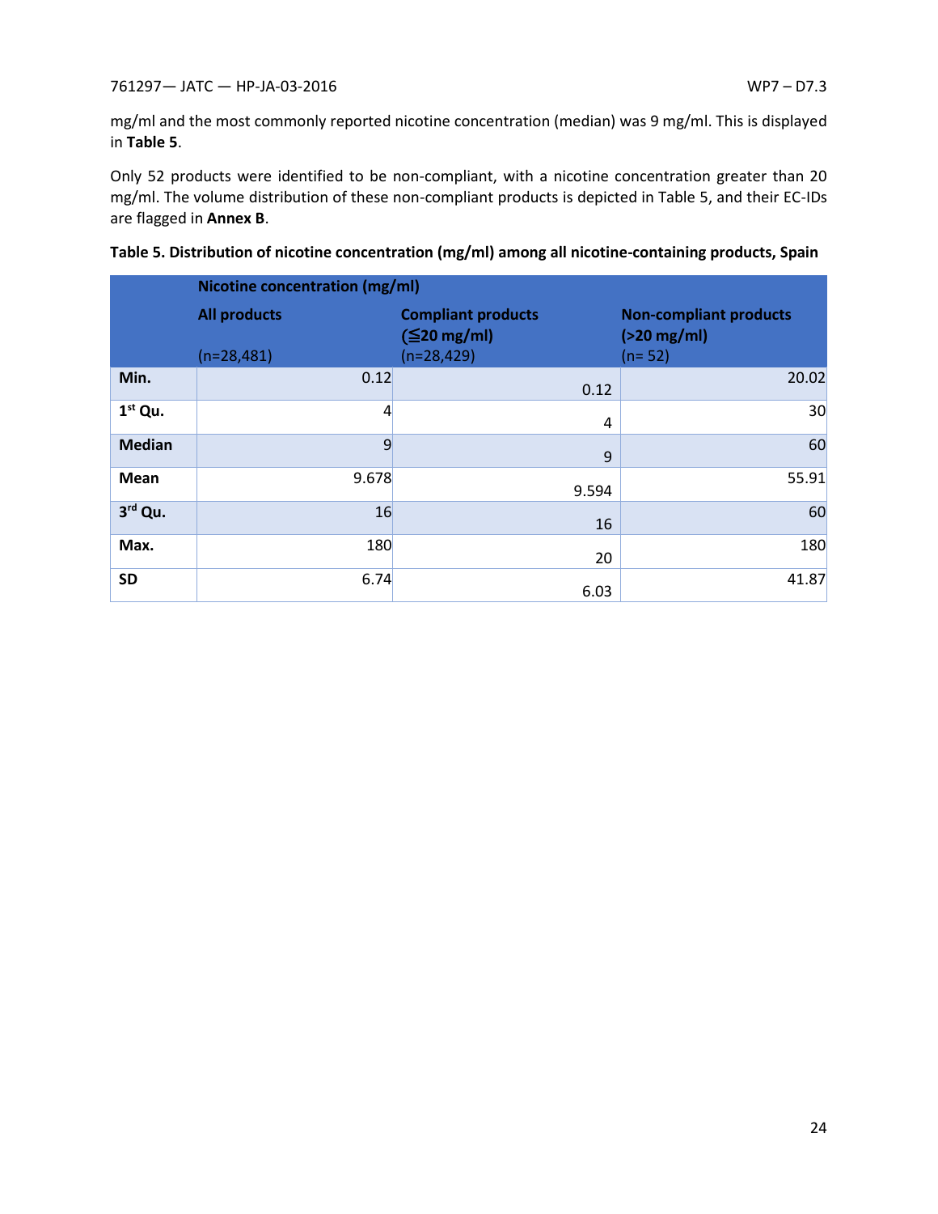mg/ml and the most commonly reported nicotine concentration (median) was 9 mg/ml. This is displayed in **Table 5**.

Only 52 products were identified to be non-compliant, with a nicotine concentration greater than 20 mg/ml. The volume distribution of these non-compliant products is depicted in Table 5, and their EC-IDs are flagged in **Annex B**.

**Table 5. Distribution of nicotine concentration (mg/ml) among all nicotine-containing products, Spain**

| | **Nicotine concentration (mg/ml)** | | |
|---|---|---|---|
| | **All products** (n=28,481) | **Compliant products (≦20 mg/ml)** (n=28,429) | **Non-compliant products (>20 mg/ml)** (n= 52) |
| **Min.** | 0.12 | 0.12 | 20.02 |
| **1st Qu.** | 4 | 4 | 30 |
| **Median** | 9 | 9 | 60 |
| **Mean** | 9.678 | 9.594 | 55.91 |
| **3rd Qu.** | 16 | 16 | 60 |
| **Max.** | 180 | 20 | 180 |
| **SD** | 6.74 | 6.03 | 41.87 |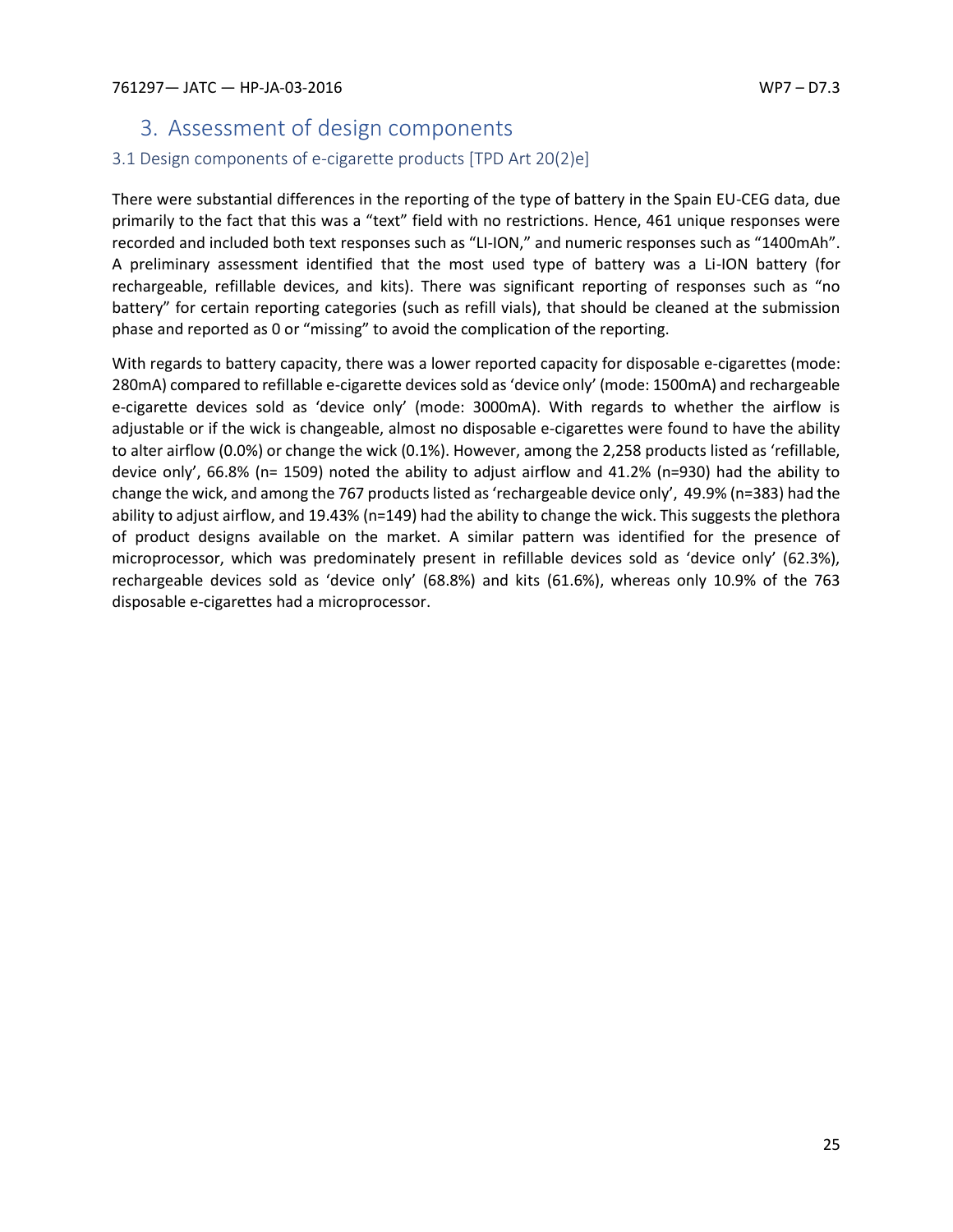# 3. Assessment of design components

## 3.1 Design components of e-cigarette products [TPD Art 20(2)e]

There were substantial differences in the reporting of the type of battery in the Spain EU-CEG data, due primarily to the fact that this was a "text" field with no restrictions. Hence, 461 unique responses were recorded and included both text responses such as "LI-ION," and numeric responses such as "1400mAh". A preliminary assessment identified that the most used type of battery was a Li-ION battery (for rechargeable, refillable devices, and kits). There was significant reporting of responses such as "no battery" for certain reporting categories (such as refill vials), that should be cleaned at the submission phase and reported as 0 or "missing" to avoid the complication of the reporting.

With regards to battery capacity, there was a lower reported capacity for disposable e-cigarettes (mode: 280mA) compared to refillable e-cigarette devices sold as 'device only' (mode: 1500mA) and rechargeable e-cigarette devices sold as 'device only' (mode: 3000mA). With regards to whether the airflow is adjustable or if the wick is changeable, almost no disposable e-cigarettes were found to have the ability to alter airflow (0.0%) or change the wick (0.1%). However, among the 2,258 products listed as 'refillable, device only', 66.8% (n= 1509) noted the ability to adjust airflow and 41.2% (n=930) had the ability to change the wick, and among the 767 products listed as 'rechargeable device only', 49.9% (n=383) had the ability to adjust airflow, and 19.43% (n=149) had the ability to change the wick. This suggests the plethora of product designs available on the market. A similar pattern was identified for the presence of microprocessor, which was predominately present in refillable devices sold as 'device only' (62.3%), rechargeable devices sold as 'device only' (68.8%) and kits (61.6%), whereas only 10.9% of the 763 disposable e-cigarettes had a microprocessor.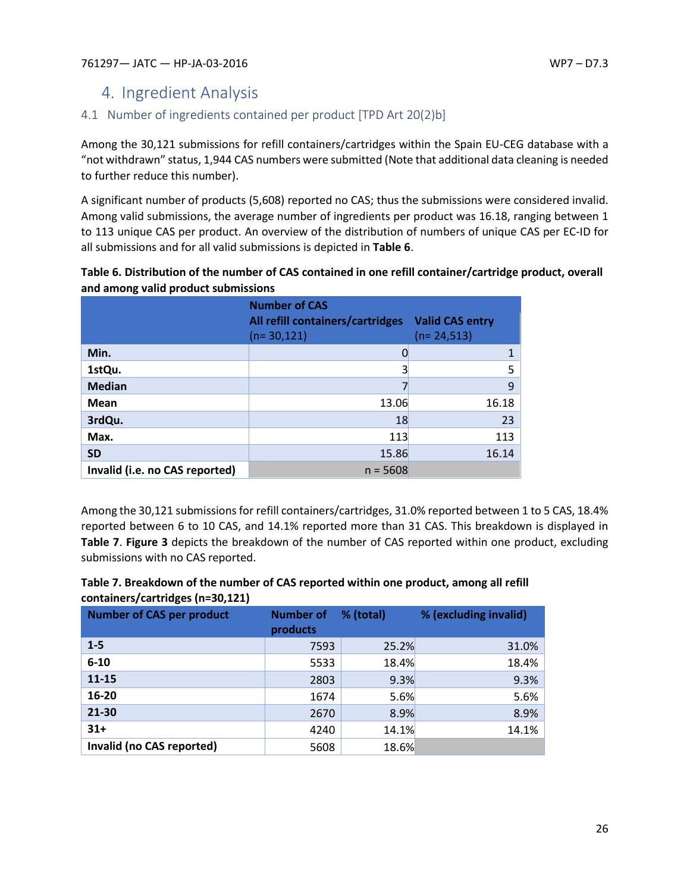# 4. Ingredient Analysis

## 4.1 Number of ingredients contained per product [TPD Art 20(2)b]

Among the 30,121 submissions for refill containers/cartridges within the Spain EU-CEG database with a "not withdrawn" status, 1,944 CAS numbers were submitted (Note that additional data cleaning is needed to further reduce this number).

A significant number of products (5,608) reported no CAS; thus the submissions were considered invalid. Among valid submissions, the average number of ingredients per product was 16.18, ranging between 1 to 113 unique CAS per product. An overview of the distribution of numbers of unique CAS per EC-ID for all submissions and for all valid submissions is depicted in **Table 6**.

**Table 6. Distribution of the number of CAS contained in one refill container/cartridge product, overall and among valid product submissions**

| | Number of CAS<br>All refill containers/cartridges<br>(n= 30,121) | Valid CAS entry<br>(n= 24,513) |
|---|---|---|
| **Min.** | 0 | 1 |
| **1stQu.** | 3 | 5 |
| **Median** | 7 | 9 |
| **Mean** | 13.06 | 16.18 |
| **3rdQu.** | 18 | 23 |
| **Max.** | 113 | 113 |
| **SD** | 15.86 | 16.14 |
| **Invalid (i.e. no CAS reported)** | n = 5608 | |

Among the 30,121 submissions for refill containers/cartridges, 31.0% reported between 1 to 5 CAS, 18.4% reported between 6 to 10 CAS, and 14.1% reported more than 31 CAS. This breakdown is displayed in **Table 7**. **Figure 3** depicts the breakdown of the number of CAS reported within one product, excluding submissions with no CAS reported.

**Table 7. Breakdown of the number of CAS reported within one product, among all refill containers/cartridges (n=30,121)**

| Number of CAS per product | Number of products | % (total) | % (excluding invalid) |
|---|---|---|---|
| **1-5** | 7593 | 25.2% | 31.0% |
| **6-10** | 5533 | 18.4% | 18.4% |
| **11-15** | 2803 | 9.3% | 9.3% |
| **16-20** | 1674 | 5.6% | 5.6% |
| **21-30** | 2670 | 8.9% | 8.9% |
| **31+** | 4240 | 14.1% | 14.1% |
| **Invalid (no CAS reported)** | 5608 | 18.6% | |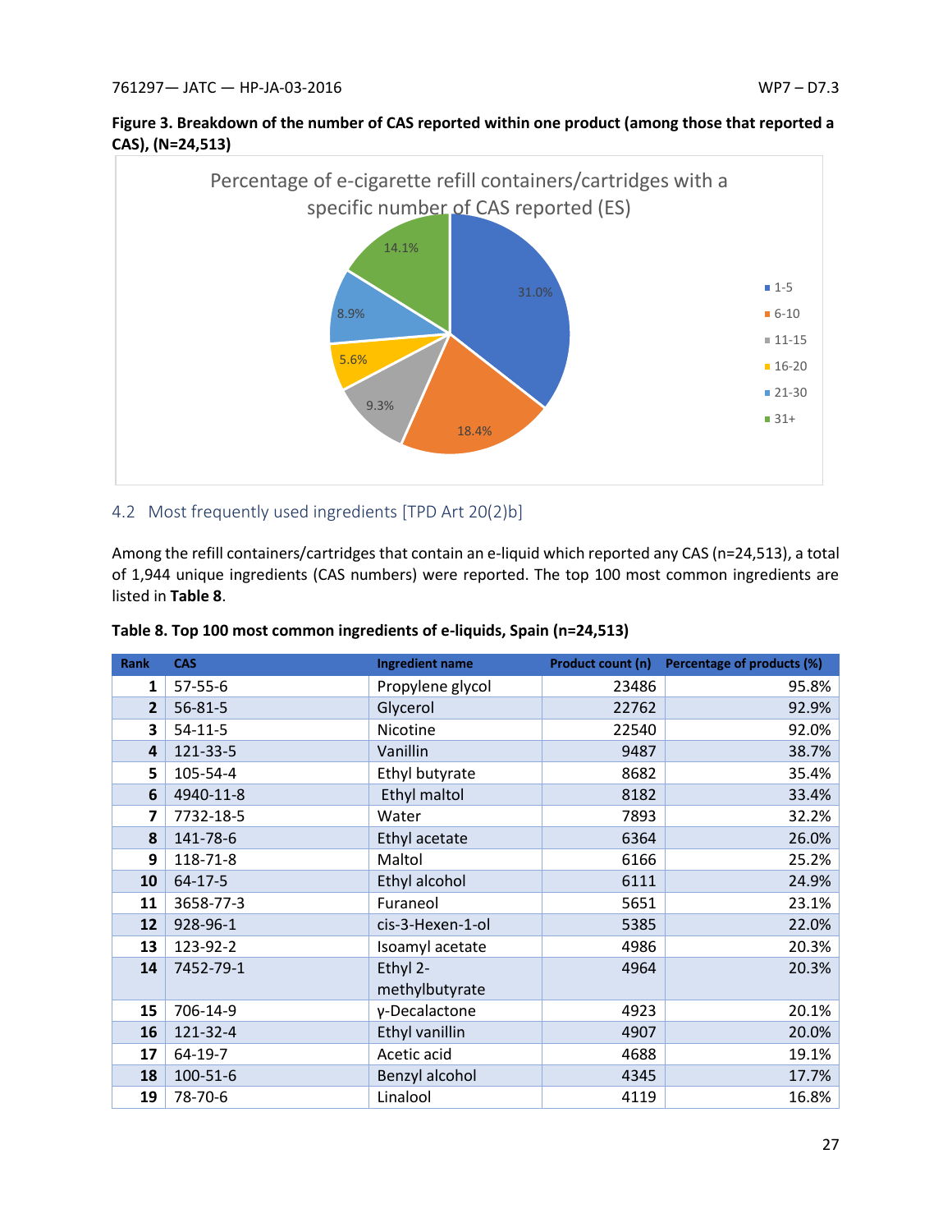**Figure 3. Breakdown of the number of CAS reported within one product (among those that reported a CAS), (N=24,513)**

## 4.2 Most frequently used ingredients [TPD Art 20(2)b]

Among the refill containers/cartridges that contain an e-liquid which reported any CAS (n=24,513), a total of 1,944 unique ingredients (CAS numbers) were reported. The top 100 most common ingredients are listed in **Table 8**.

**Table 8. Top 100 most common ingredients of e-liquids, Spain (n=24,513)**

| Rank | CAS | Ingredient name | Product count (n) | Percentage of products (%) |
|---|---|---|---|---|
| 1 | 57-55-6 | Propylene glycol | 23486 | 95.8% |
| 2 | 56-81-5 | Glycerol | 22762 | 92.9% |
| 3 | 54-11-5 | Nicotine | 22540 | 92.0% |
| 4 | 121-33-5 | Vanillin | 9487 | 38.7% |
| 5 | 105-54-4 | Ethyl butyrate | 8682 | 35.4% |
| 6 | 4940-11-8 | Ethyl maltol | 8182 | 33.4% |
| 7 | 7732-18-5 | Water | 7893 | 32.2% |
| 8 | 141-78-6 | Ethyl acetate | 6364 | 26.0% |
| 9 | 118-71-8 | Maltol | 6166 | 25.2% |
| 10 | 64-17-5 | Ethyl alcohol | 6111 | 24.9% |
| 11 | 3658-77-3 | Furaneol | 5651 | 23.1% |
| 12 | 928-96-1 | cis-3-Hexen-1-ol | 5385 | 22.0% |
| 13 | 123-92-2 | Isoamyl acetate | 4986 | 20.3% |
| 14 | 7452-79-1 | Ethyl 2-methylbutyrate | 4964 | 20.3% |
| 15 | 706-14-9 | γ-Decalactone | 4923 | 20.1% |
| 16 | 121-32-4 | Ethyl vanillin | 4907 | 20.0% |
| 17 | 64-19-7 | Acetic acid | 4688 | 19.1% |
| 18 | 100-51-6 | Benzyl alcohol | 4345 | 17.7% |
| 19 | 78-70-6 | Linalool | 4119 | 16.8% |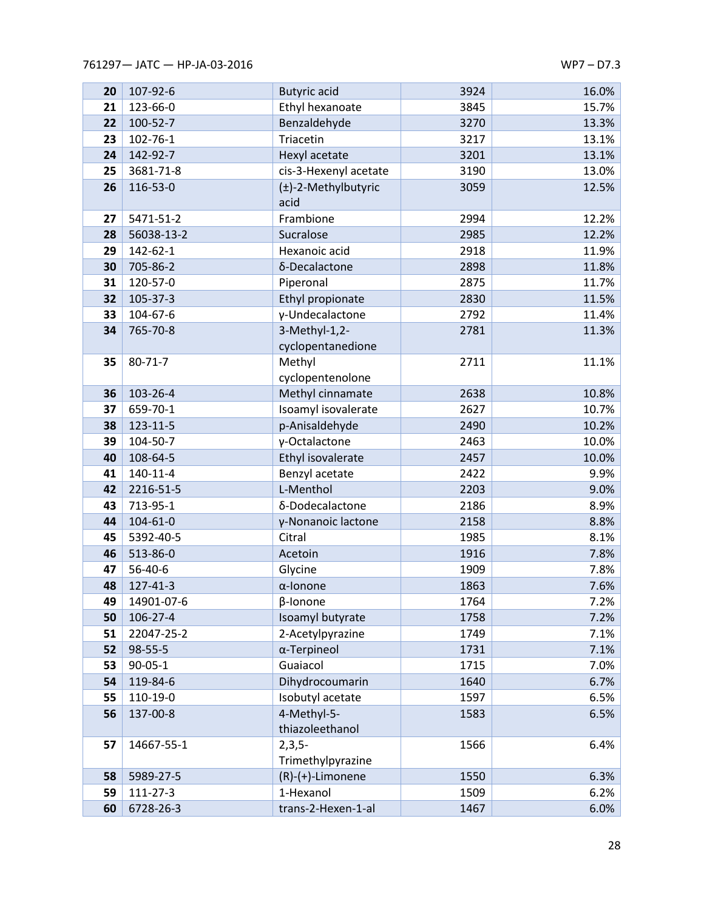| | | | | |
|---|---|---|---|---|
| **20** | 107-92-6 | Butyric acid | 3924 | 16.0% |
| **21** | 123-66-0 | Ethyl hexanoate | 3845 | 15.7% |
| **22** | 100-52-7 | Benzaldehyde | 3270 | 13.3% |
| **23** | 102-76-1 | Triacetin | 3217 | 13.1% |
| **24** | 142-92-7 | Hexyl acetate | 3201 | 13.1% |
| **25** | 3681-71-8 | cis-3-Hexenyl acetate | 3190 | 13.0% |
| **26** | 116-53-0 | (±)-2-Methylbutyric acid | 3059 | 12.5% |
| **27** | 5471-51-2 | Frambione | 2994 | 12.2% |
| **28** | 56038-13-2 | Sucralose | 2985 | 12.2% |
| **29** | 142-62-1 | Hexanoic acid | 2918 | 11.9% |
| **30** | 705-86-2 | δ-Decalactone | 2898 | 11.8% |
| **31** | 120-57-0 | Piperonal | 2875 | 11.7% |
| **32** | 105-37-3 | Ethyl propionate | 2830 | 11.5% |
| **33** | 104-67-6 | γ-Undecalactone | 2792 | 11.4% |
| **34** | 765-70-8 | 3-Methyl-1,2-cyclopentanedione | 2781 | 11.3% |
| **35** | 80-71-7 | Methyl cyclopentenolone | 2711 | 11.1% |
| **36** | 103-26-4 | Methyl cinnamate | 2638 | 10.8% |
| **37** | 659-70-1 | Isoamyl isovalerate | 2627 | 10.7% |
| **38** | 123-11-5 | p-Anisaldehyde | 2490 | 10.2% |
| **39** | 104-50-7 | γ-Octalactone | 2463 | 10.0% |
| **40** | 108-64-5 | Ethyl isovalerate | 2457 | 10.0% |
| **41** | 140-11-4 | Benzyl acetate | 2422 | 9.9% |
| **42** | 2216-51-5 | L-Menthol | 2203 | 9.0% |
| **43** | 713-95-1 | δ-Dodecalactone | 2186 | 8.9% |
| **44** | 104-61-0 | γ-Nonanoic lactone | 2158 | 8.8% |
| **45** | 5392-40-5 | Citral | 1985 | 8.1% |
| **46** | 513-86-0 | Acetoin | 1916 | 7.8% |
| **47** | 56-40-6 | Glycine | 1909 | 7.8% |
| **48** | 127-41-3 | α-Ionone | 1863 | 7.6% |
| **49** | 14901-07-6 | β-Ionone | 1764 | 7.2% |
| **50** | 106-27-4 | Isoamyl butyrate | 1758 | 7.2% |
| **51** | 22047-25-2 | 2-Acetylpyrazine | 1749 | 7.1% |
| **52** | 98-55-5 | α-Terpineol | 1731 | 7.1% |
| **53** | 90-05-1 | Guaiacol | 1715 | 7.0% |
| **54** | 119-84-6 | Dihydrocoumarin | 1640 | 6.7% |
| **55** | 110-19-0 | Isobutyl acetate | 1597 | 6.5% |
| **56** | 137-00-8 | 4-Methyl-5-thiazoleethanol | 1583 | 6.5% |
| **57** | 14667-55-1 | 2,3,5-Trimethylpyrazine | 1566 | 6.4% |
| **58** | 5989-27-5 | (R)-(+)-Limonene | 1550 | 6.3% |
| **59** | 111-27-3 | 1-Hexanol | 1509 | 6.2% |
| **60** | 6728-26-3 | trans-2-Hexen-1-al | 1467 | 6.0% |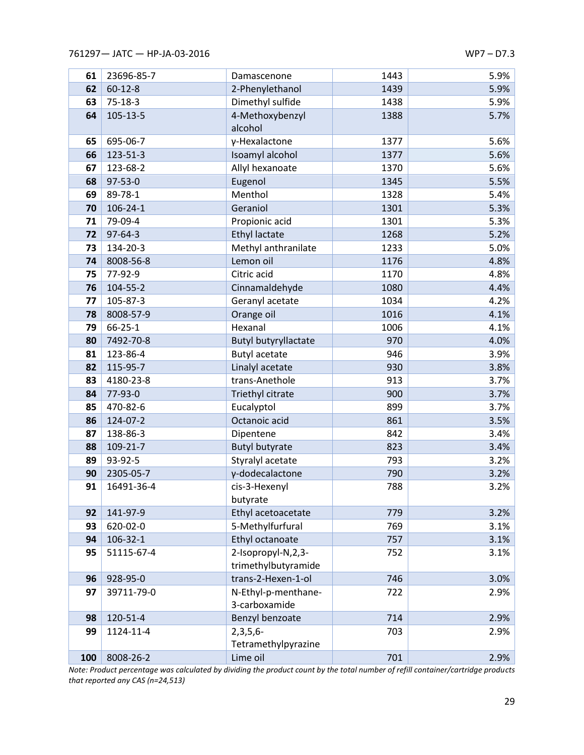| | | | | |
|---|---|---|---|---|
| **61** | 23696-85-7 | Damascenone | 1443 | 5.9% |
| **62** | 60-12-8 | 2-Phenylethanol | 1439 | 5.9% |
| **63** | 75-18-3 | Dimethyl sulfide | 1438 | 5.9% |
| **64** | 105-13-5 | 4-Methoxybenzyl alcohol | 1388 | 5.7% |
| **65** | 695-06-7 | γ-Hexalactone | 1377 | 5.6% |
| **66** | 123-51-3 | Isoamyl alcohol | 1377 | 5.6% |
| **67** | 123-68-2 | Allyl hexanoate | 1370 | 5.6% |
| **68** | 97-53-0 | Eugenol | 1345 | 5.5% |
| **69** | 89-78-1 | Menthol | 1328 | 5.4% |
| **70** | 106-24-1 | Geraniol | 1301 | 5.3% |
| **71** | 79-09-4 | Propionic acid | 1301 | 5.3% |
| **72** | 97-64-3 | Ethyl lactate | 1268 | 5.2% |
| **73** | 134-20-3 | Methyl anthranilate | 1233 | 5.0% |
| **74** | 8008-56-8 | Lemon oil | 1176 | 4.8% |
| **75** | 77-92-9 | Citric acid | 1170 | 4.8% |
| **76** | 104-55-2 | Cinnamaldehyde | 1080 | 4.4% |
| **77** | 105-87-3 | Geranyl acetate | 1034 | 4.2% |
| **78** | 8008-57-9 | Orange oil | 1016 | 4.1% |
| **79** | 66-25-1 | Hexanal | 1006 | 4.1% |
| **80** | 7492-70-8 | Butyl butyryllactate | 970 | 4.0% |
| **81** | 123-86-4 | Butyl acetate | 946 | 3.9% |
| **82** | 115-95-7 | Linalyl acetate | 930 | 3.8% |
| **83** | 4180-23-8 | trans-Anethole | 913 | 3.7% |
| **84** | 77-93-0 | Triethyl citrate | 900 | 3.7% |
| **85** | 470-82-6 | Eucalyptol | 899 | 3.7% |
| **86** | 124-07-2 | Octanoic acid | 861 | 3.5% |
| **87** | 138-86-3 | Dipentene | 842 | 3.4% |
| **88** | 109-21-7 | Butyl butyrate | 823 | 3.4% |
| **89** | 93-92-5 | Styralyl acetate | 793 | 3.2% |
| **90** | 2305-05-7 | γ-dodecalactone | 790 | 3.2% |
| **91** | 16491-36-4 | cis-3-Hexenyl butyrate | 788 | 3.2% |
| **92** | 141-97-9 | Ethyl acetoacetate | 779 | 3.2% |
| **93** | 620-02-0 | 5-Methylfurfural | 769 | 3.1% |
| **94** | 106-32-1 | Ethyl octanoate | 757 | 3.1% |
| **95** | 51115-67-4 | 2-Isopropyl-N,2,3-trimethylbutyramide | 752 | 3.1% |
| **96** | 928-95-0 | trans-2-Hexen-1-ol | 746 | 3.0% |
| **97** | 39711-79-0 | N-Ethyl-p-menthane-3-carboxamide | 722 | 2.9% |
| **98** | 120-51-4 | Benzyl benzoate | 714 | 2.9% |
| **99** | 1124-11-4 | 2,3,5,6-Tetramethylpyrazine | 703 | 2.9% |
| **100** | 8008-26-2 | Lime oil | 701 | 2.9% |

*Note: Product percentage was calculated by dividing the product count by the total number of refill container/cartridge products that reported any CAS (n=24,513)*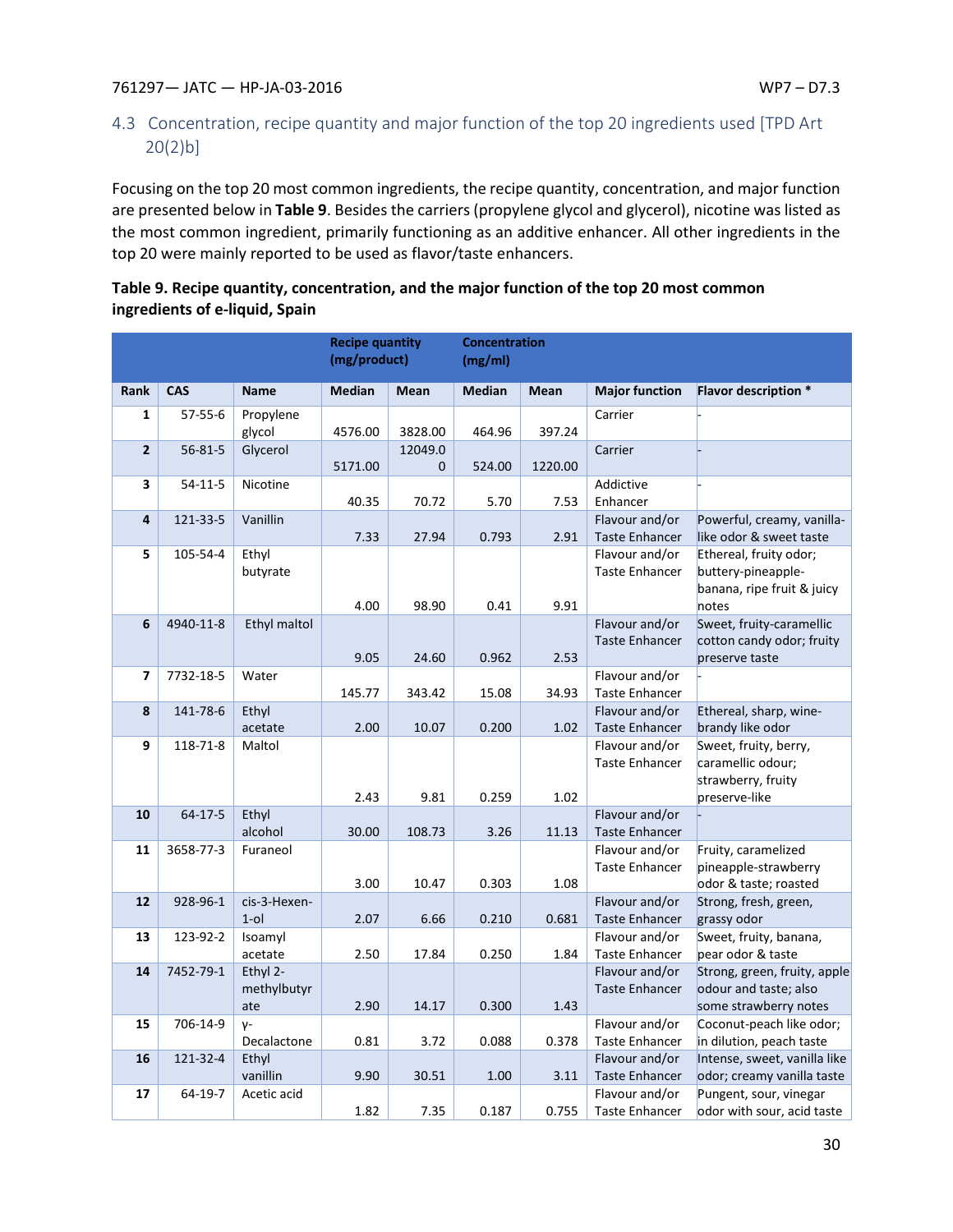## 4.3 Concentration, recipe quantity and major function of the top 20 ingredients used [TPD Art 20(2)b]

Focusing on the top 20 most common ingredients, the recipe quantity, concentration, and major function are presented below in **Table 9**. Besides the carriers (propylene glycol and glycerol), nicotine was listed as the most common ingredient, primarily functioning as an additive enhancer. All other ingredients in the top 20 were mainly reported to be used as flavor/taste enhancers.

**Table 9. Recipe quantity, concentration, and the major function of the top 20 most common ingredients of e-liquid, Spain**

| | | | Recipe quantity (mg/product) | | Concentration (mg/ml) | | | |
|---|---|---|---|---|---|---|---|---|
| **Rank** | **CAS** | **Name** | **Median** | **Mean** | **Median** | **Mean** | **Major function** | **Flavor description *** |
| 1 | 57-55-6 | Propylene glycol | 4576.00 | 3828.00 | 464.96 | 397.24 | Carrier | - |
| 2 | 56-81-5 | Glycerol | 5171.00 | 12049.00 | 524.00 | 1220.00 | Carrier | - |
| 3 | 54-11-5 | Nicotine | 40.35 | 70.72 | 5.70 | 7.53 | Addictive Enhancer | - |
| 4 | 121-33-5 | Vanillin | 7.33 | 27.94 | 0.793 | 2.91 | Flavour and/or Taste Enhancer | Powerful, creamy, vanilla-like odor & sweet taste |
| 5 | 105-54-4 | Ethyl butyrate | 4.00 | 98.90 | 0.41 | 9.91 | Flavour and/or Taste Enhancer | Ethereal, fruity odor; buttery-pineapple-banana, ripe fruit & juicy notes |
| 6 | 4940-11-8 | Ethyl maltol | 9.05 | 24.60 | 0.962 | 2.53 | Flavour and/or Taste Enhancer | Sweet, fruity-caramellic cotton candy odor; fruity preserve taste |
| 7 | 7732-18-5 | Water | 145.77 | 343.42 | 15.08 | 34.93 | Flavour and/or Taste Enhancer | - |
| 8 | 141-78-6 | Ethyl acetate | 2.00 | 10.07 | 0.200 | 1.02 | Flavour and/or Taste Enhancer | Ethereal, sharp, wine-brandy like odor |
| 9 | 118-71-8 | Maltol | 2.43 | 9.81 | 0.259 | 1.02 | Flavour and/or Taste Enhancer | Sweet, fruity, berry, caramellic odour; strawberry, fruity preserve-like |
| 10 | 64-17-5 | Ethyl alcohol | 30.00 | 108.73 | 3.26 | 11.13 | Flavour and/or Taste Enhancer | - |
| 11 | 3658-77-3 | Furaneol | 3.00 | 10.47 | 0.303 | 1.08 | Flavour and/or Taste Enhancer | Fruity, caramelized pineapple-strawberry odor & taste; roasted |
| 12 | 928-96-1 | cis-3-Hexen-1-ol | 2.07 | 6.66 | 0.210 | 0.681 | Flavour and/or Taste Enhancer | Strong, fresh, green, grassy odor |
| 13 | 123-92-2 | Isoamyl acetate | 2.50 | 17.84 | 0.250 | 1.84 | Flavour and/or Taste Enhancer | Sweet, fruity, banana, pear odor & taste |
| 14 | 7452-79-1 | Ethyl 2-methylbutyrate | 2.90 | 14.17 | 0.300 | 1.43 | Flavour and/or Taste Enhancer | Strong, green, fruity, apple odour and taste; also some strawberry notes |
| 15 | 706-14-9 | γ-Decalactone | 0.81 | 3.72 | 0.088 | 0.378 | Flavour and/or Taste Enhancer | Coconut-peach like odor; in dilution, peach taste |
| 16 | 121-32-4 | Ethyl vanillin | 9.90 | 30.51 | 1.00 | 3.11 | Flavour and/or Taste Enhancer | Intense, sweet, vanilla like odor; creamy vanilla taste |
| 17 | 64-19-7 | Acetic acid | 1.82 | 7.35 | 0.187 | 0.755 | Flavour and/or Taste Enhancer | Pungent, sour, vinegar odor with sour, acid taste |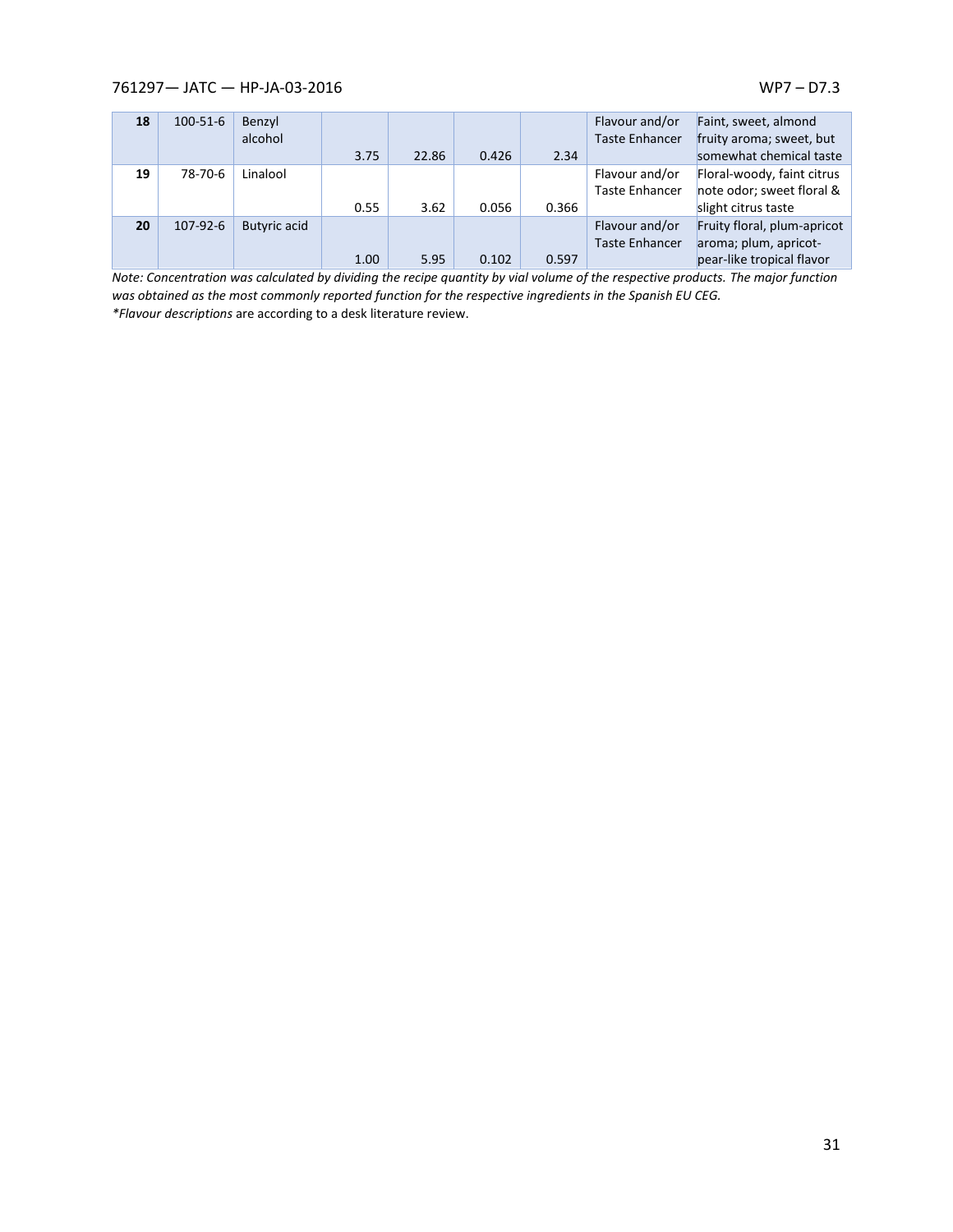| 18 | 100-51-6 | Benzyl alcohol | 3.75 | 22.86 | 0.426 | 2.34 | Flavour and/or Taste Enhancer | Faint, sweet, almond fruity aroma; sweet, but somewhat chemical taste |
|---|---|---|---|---|---|---|---|---|
| 19 | 78-70-6 | Linalool | 0.55 | 3.62 | 0.056 | 0.366 | Flavour and/or Taste Enhancer | Floral-woody, faint citrus note odor; sweet floral & slight citrus taste |
| 20 | 107-92-6 | Butyric acid | 1.00 | 5.95 | 0.102 | 0.597 | Flavour and/or Taste Enhancer | Fruity floral, plum-apricot aroma; plum, apricot-pear-like tropical flavor |

*Note: Concentration was calculated by dividing the recipe quantity by vial volume of the respective products. The major function was obtained as the most commonly reported function for the respective ingredients in the Spanish EU CEG.*

*\*Flavour descriptions* are according to a desk literature review.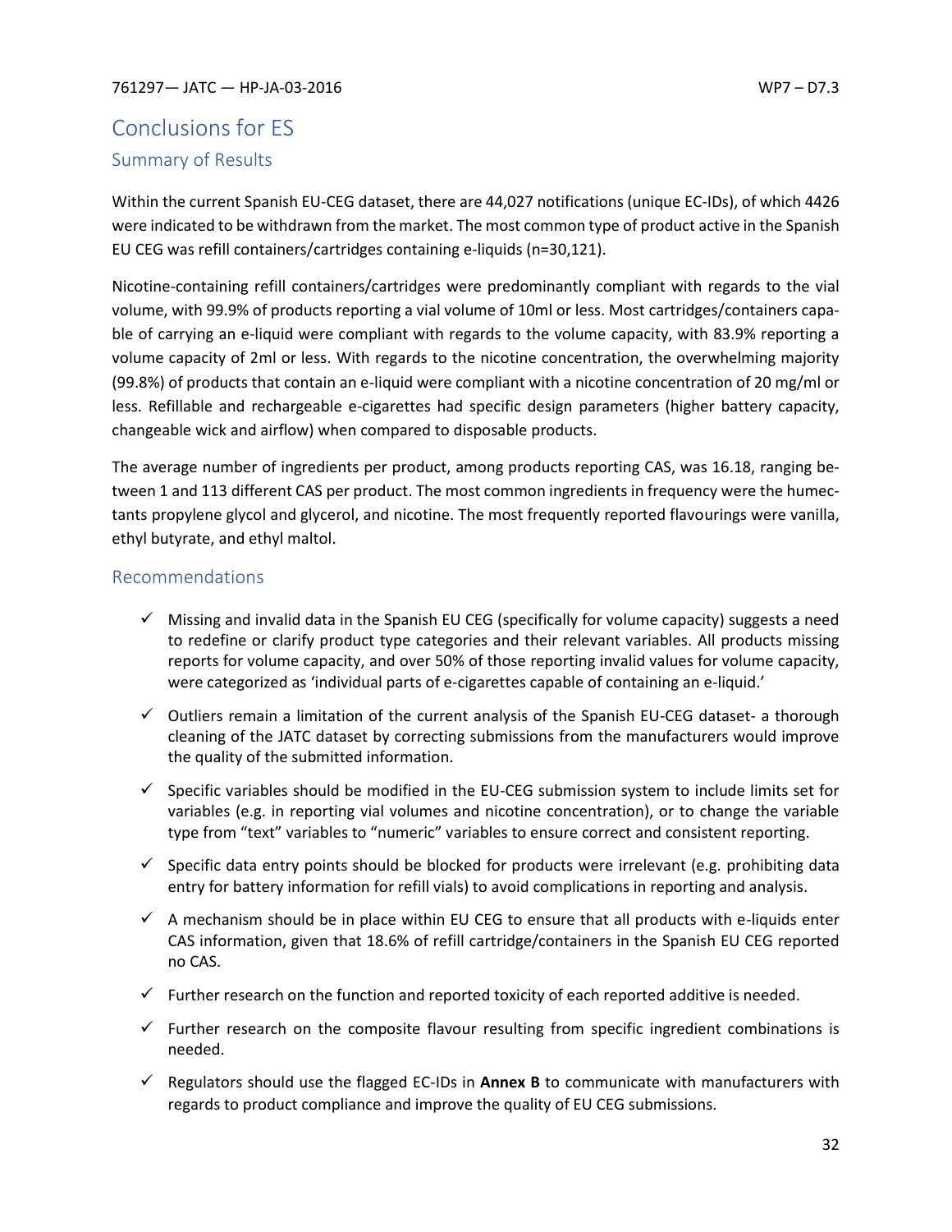## Conclusions for ES

### Summary of Results

Within the current Spanish EU-CEG dataset, there are 44,027 notifications (unique EC-IDs), of which 4426 were indicated to be withdrawn from the market. The most common type of product active in the Spanish EU CEG was refill containers/cartridges containing e-liquids (n=30,121).

Nicotine-containing refill containers/cartridges were predominantly compliant with regards to the vial volume, with 99.9% of products reporting a vial volume of 10ml or less. Most cartridges/containers capable of carrying an e-liquid were compliant with regards to the volume capacity, with 83.9% reporting a volume capacity of 2ml or less. With regards to the nicotine concentration, the overwhelming majority (99.8%) of products that contain an e-liquid were compliant with a nicotine concentration of 20 mg/ml or less. Refillable and rechargeable e-cigarettes had specific design parameters (higher battery capacity, changeable wick and airflow) when compared to disposable products.

The average number of ingredients per product, among products reporting CAS, was 16.18, ranging between 1 and 113 different CAS per product. The most common ingredients in frequency were the humectants propylene glycol and glycerol, and nicotine. The most frequently reported flavourings were vanilla, ethyl butyrate, and ethyl maltol.

### Recommendations

- ✓ Missing and invalid data in the Spanish EU CEG (specifically for volume capacity) suggests a need to redefine or clarify product type categories and their relevant variables. All products missing reports for volume capacity, and over 50% of those reporting invalid values for volume capacity, were categorized as 'individual parts of e-cigarettes capable of containing an e-liquid.'
- ✓ Outliers remain a limitation of the current analysis of the Spanish EU-CEG dataset- a thorough cleaning of the JATC dataset by correcting submissions from the manufacturers would improve the quality of the submitted information.
- ✓ Specific variables should be modified in the EU-CEG submission system to include limits set for variables (e.g. in reporting vial volumes and nicotine concentration), or to change the variable type from "text" variables to "numeric" variables to ensure correct and consistent reporting.
- ✓ Specific data entry points should be blocked for products were irrelevant (e.g. prohibiting data entry for battery information for refill vials) to avoid complications in reporting and analysis.
- ✓ A mechanism should be in place within EU CEG to ensure that all products with e-liquids enter CAS information, given that 18.6% of refill cartridge/containers in the Spanish EU CEG reported no CAS.
- ✓ Further research on the function and reported toxicity of each reported additive is needed.
- ✓ Further research on the composite flavour resulting from specific ingredient combinations is needed.
- ✓ Regulators should use the flagged EC-IDs in **Annex B** to communicate with manufacturers with regards to product compliance and improve the quality of EU CEG submissions.